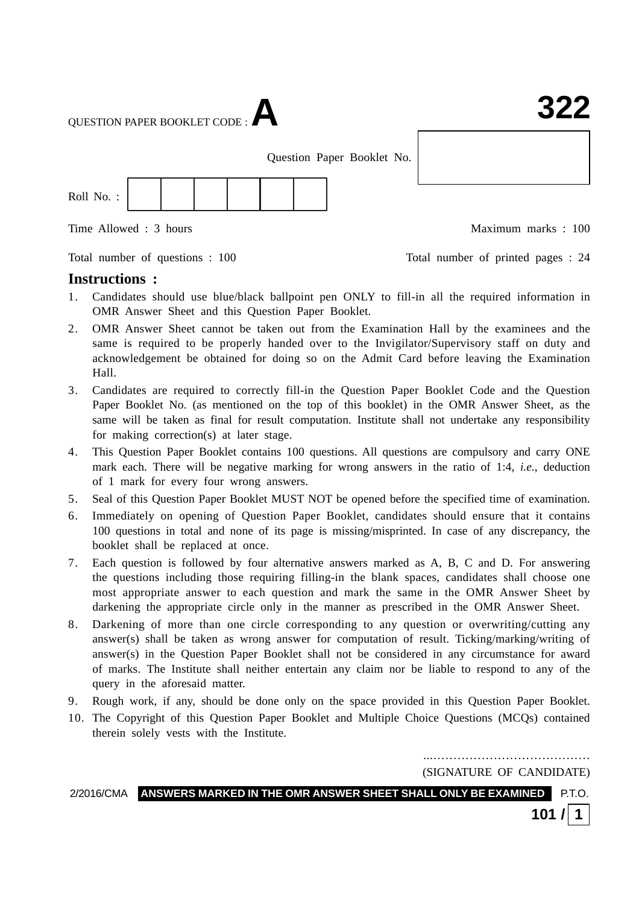QUESTION PAPER BOOKLET CODE : **A**

**322**

Question Paper Booklet No.

Roll No. :

Time Allowed : 3 hours | Maximum marks : 100

Total number of questions : 100 | Total number of printed pages : 24

## Instructions :

1. Candidates should use blue/black ballpoint pen ONLY to fill-in all the required information in OMR Answer Sheet and this Question Paper Booklet.
2. OMR Answer Sheet cannot be taken out from the Examination Hall by the examinees and the same is required to be properly handed over to the Invigilator/Supervisory staff on duty and acknowledgement be obtained for doing so on the Admit Card before leaving the Examination Hall.
3. Candidates are required to correctly fill-in the Question Paper Booklet Code and the Question Paper Booklet No. (as mentioned on the top of this booklet) in the OMR Answer Sheet, as the same will be taken as final for result computation. Institute shall not undertake any responsibility for making correction(s) at later stage.
4. This Question Paper Booklet contains 100 questions. All questions are compulsory and carry ONE mark each. There will be negative marking for wrong answers in the ratio of 1:4, *i.e.*, deduction of 1 mark for every four wrong answers.
5. Seal of this Question Paper Booklet MUST NOT be opened before the specified time of examination.
6. Immediately on opening of Question Paper Booklet, candidates should ensure that it contains 100 questions in total and none of its page is missing/misprinted. In case of any discrepancy, the booklet shall be replaced at once.
7. Each question is followed by four alternative answers marked as A, B, C and D. For answering the questions including those requiring filling-in the blank spaces, candidates shall choose one most appropriate answer to each question and mark the same in the OMR Answer Sheet by darkening the appropriate circle only in the manner as prescribed in the OMR Answer Sheet.
8. Darkening of more than one circle corresponding to any question or overwriting/cutting any answer(s) shall be taken as wrong answer for computation of result. Ticking/marking/writing of answer(s) in the Question Paper Booklet shall not be considered in any circumstance for award of marks. The Institute shall neither entertain any claim nor be liable to respond to any of the query in the aforesaid matter.
9. Rough work, if any, should be done only on the space provided in this Question Paper Booklet.
10. The Copyright of this Question Paper Booklet and Multiple Choice Questions (MCQs) contained therein solely vests with the Institute.

.......................................
(SIGNATURE OF CANDIDATE)

2/2016/CMA **ANSWERS MARKED IN THE OMR ANSWER SHEET SHALL ONLY BE EXAMINED** P.T.O.

**101 / 1**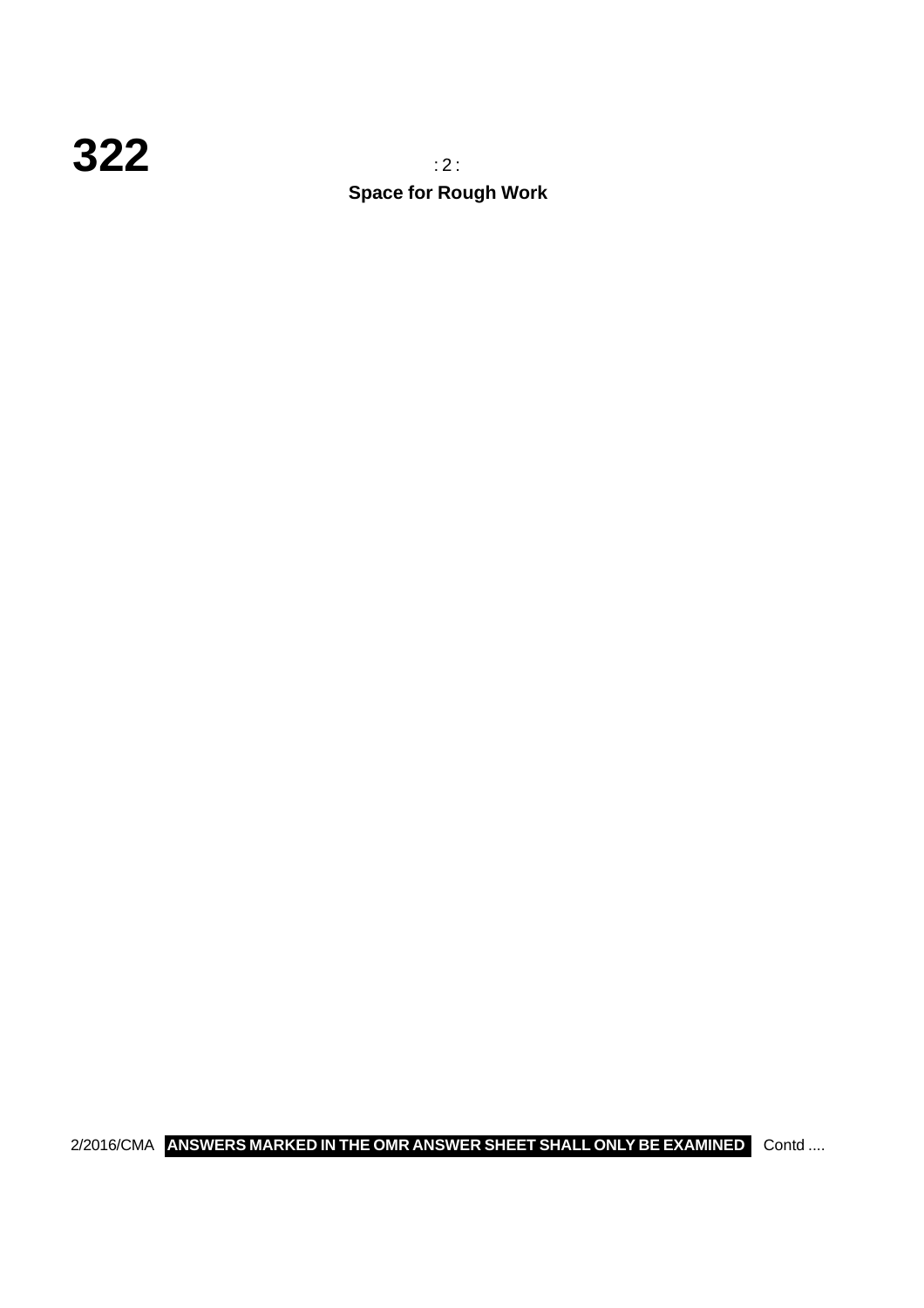**Space for Rough Work**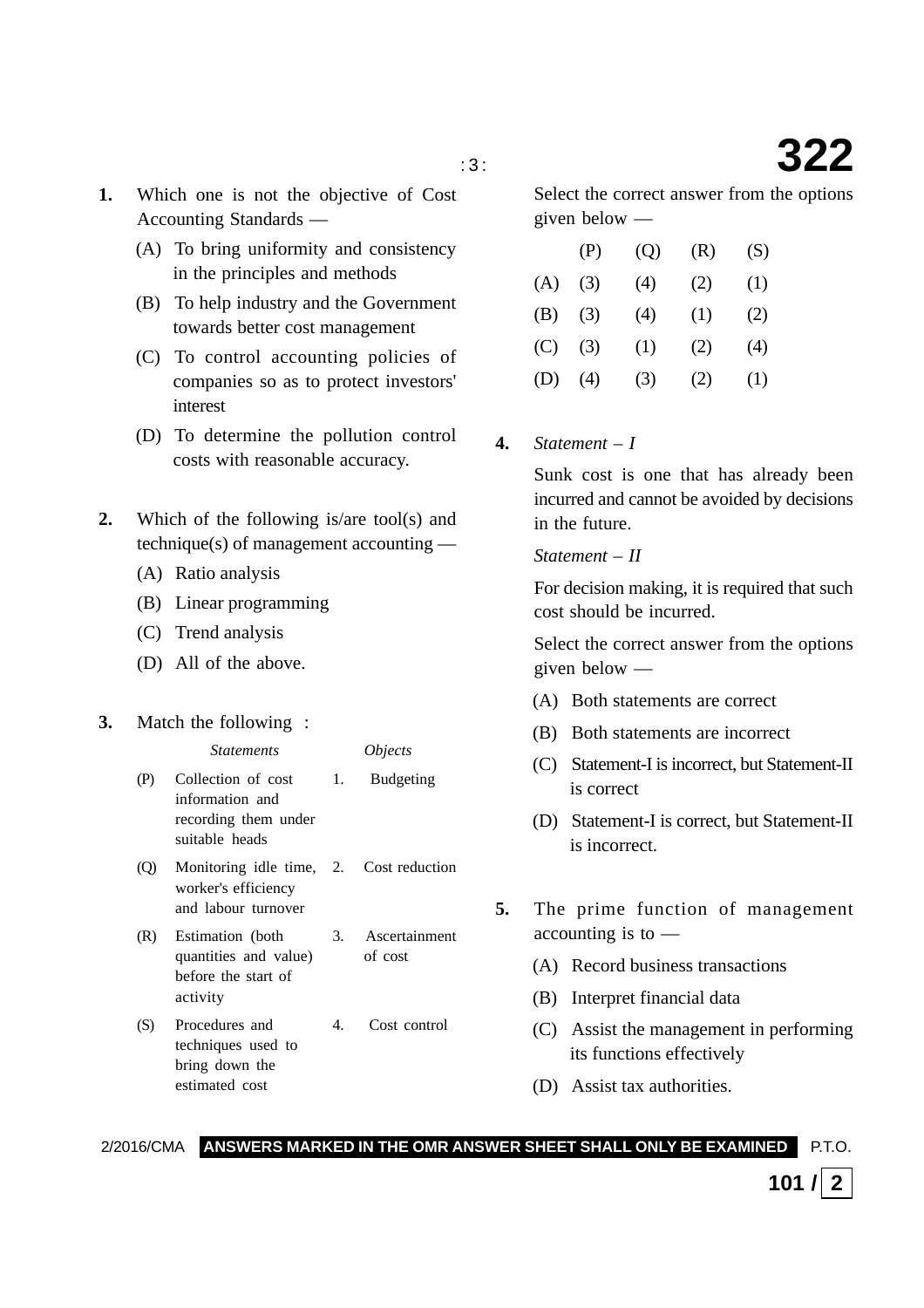1. Which one is not the objective of Cost Accounting Standards —

   (A) To bring uniformity and consistency in the principles and methods

   (B) To help industry and the Government towards better cost management

   (C) To control accounting policies of companies so as to protect investors' interest

   (D) To determine the pollution control costs with reasonable accuracy.

2. Which of the following is/are tool(s) and technique(s) of management accounting —

   (A) Ratio analysis

   (B) Linear programming

   (C) Trend analysis

   (D) All of the above.

3. Match the following :

| | *Statements* | | *Objects* |
|---|---|---|---|
| (P) | Collection of cost information and recording them under suitable heads | 1. | Budgeting |
| (Q) | Monitoring idle time, worker's efficiency and labour turnover | 2. | Cost reduction |
| (R) | Estimation (both quantities and value) before the start of activity | 3. | Ascertainment of cost |
| (S) | Procedures and techniques used to bring down the estimated cost | 4. | Cost control |

Select the correct answer from the options given below —

| | (P) | (Q) | (R) | (S) |
|---|---|---|---|---|
| (A) | (3) | (4) | (2) | (1) |
| (B) | (3) | (4) | (1) | (2) |
| (C) | (3) | (1) | (2) | (4) |
| (D) | (4) | (3) | (2) | (1) |

4. *Statement – I*

   Sunk cost is one that has already been incurred and cannot be avoided by decisions in the future.

   *Statement – II*

   For decision making, it is required that such cost should be incurred.

   Select the correct answer from the options given below —

   (A) Both statements are correct

   (B) Both statements are incorrect

   (C) Statement-I is incorrect, but Statement-II is correct

   (D) Statement-I is correct, but Statement-II is incorrect.

5. The prime function of management accounting is to —

   (A) Record business transactions

   (B) Interpret financial data

   (C) Assist the management in performing its functions effectively

   (D) Assist tax authorities.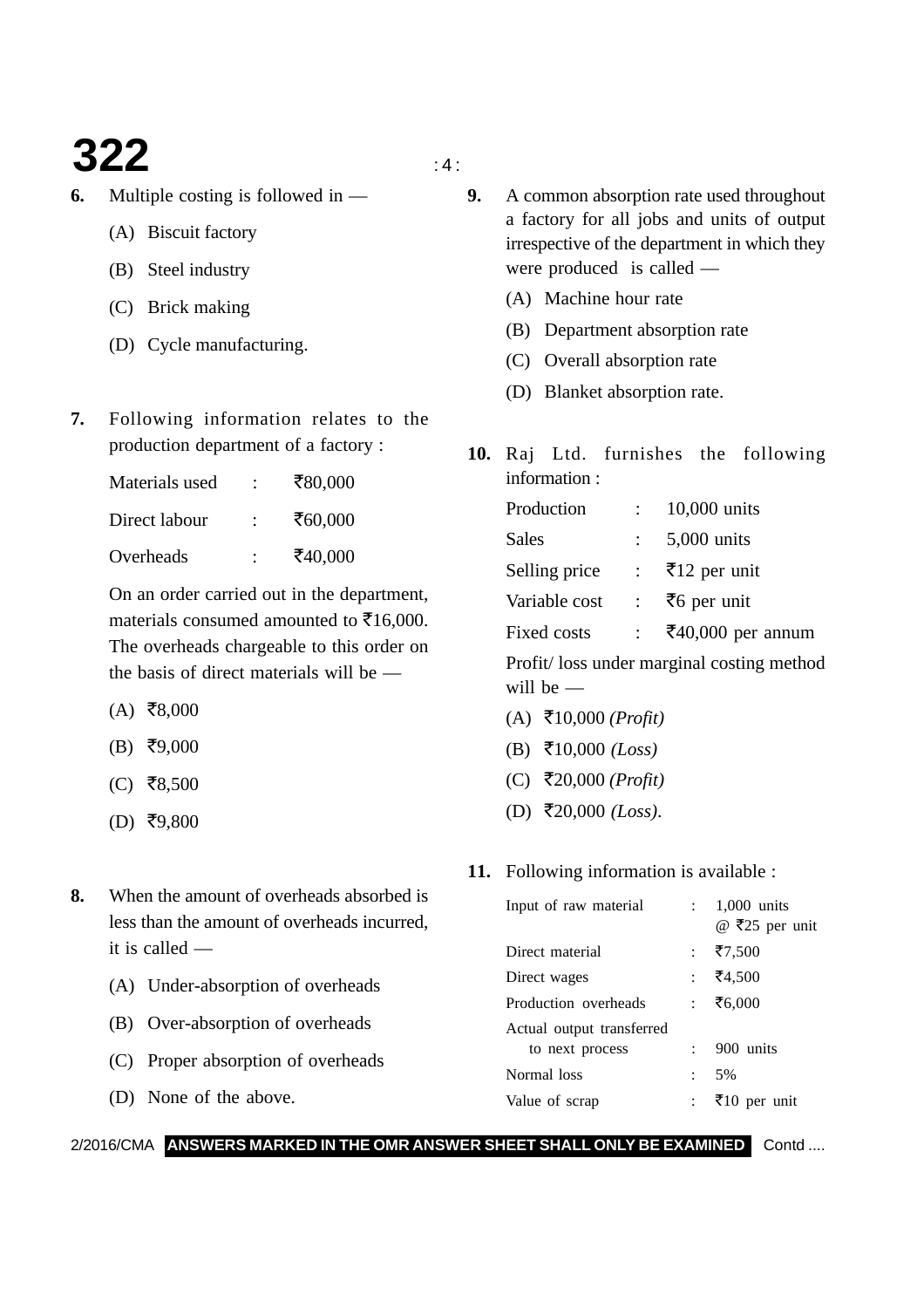6. Multiple costing is followed in —

   (A) Biscuit factory

   (B) Steel industry

   (C) Brick making

   (D) Cycle manufacturing.

7. Following information relates to the production department of a factory :

| | | |
|---|---|---|
| Materials used | : | ₹80,000 |
| Direct labour | : | ₹60,000 |
| Overheads | : | ₹40,000 |

   On an order carried out in the department, materials consumed amounted to ₹16,000. The overheads chargeable to this order on the basis of direct materials will be —

   (A) ₹8,000

   (B) ₹9,000

   (C) ₹8,500

   (D) ₹9,800

8. When the amount of overheads absorbed is less than the amount of overheads incurred, it is called —

   (A) Under-absorption of overheads

   (B) Over-absorption of overheads

   (C) Proper absorption of overheads

   (D) None of the above.

9. A common absorption rate used throughout a factory for all jobs and units of output irrespective of the department in which they were produced is called —

   (A) Machine hour rate

   (B) Department absorption rate

   (C) Overall absorption rate

   (D) Blanket absorption rate.

10. Raj Ltd. furnishes the following information :

| | | |
|---|---|---|
| Production | : | 10,000 units |
| Sales | : | 5,000 units |
| Selling price | : | ₹12 per unit |
| Variable cost | : | ₹6 per unit |
| Fixed costs | : | ₹40,000 per annum |

   Profit/ loss under marginal costing method will be —

   (A) ₹10,000 *(Profit)*

   (B) ₹10,000 *(Loss)*

   (C) ₹20,000 *(Profit)*

   (D) ₹20,000 *(Loss)*.

11. Following information is available :

| | | |
|---|---|---|
| Input of raw material | : | 1,000 units @ ₹25 per unit |
| Direct material | : | ₹7,500 |
| Direct wages | : | ₹4,500 |
| Production overheads | : | ₹6,000 |
| Actual output transferred to next process | : | 900 units |
| Normal loss | : | 5% |
| Value of scrap | : | ₹10 per unit |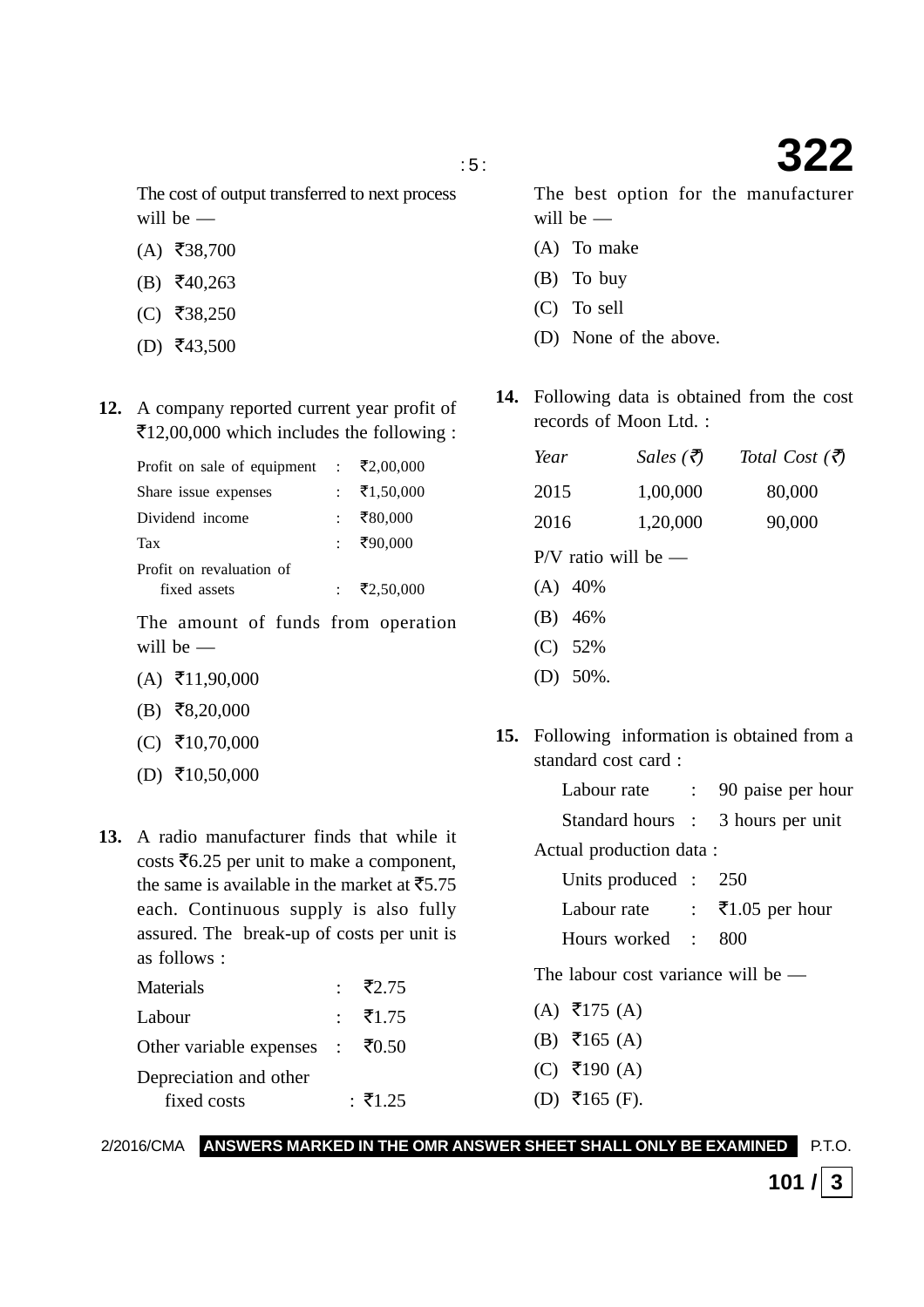The cost of output transferred to next process will be —

(A) ₹38,700

(B) ₹40,263

(C) ₹38,250

(D) ₹43,500

**12.** A company reported current year profit of ₹12,00,000 which includes the following :

| | | |
|---|---|---|
| Profit on sale of equipment | : | ₹2,00,000 |
| Share issue expenses | : | ₹1,50,000 |
| Dividend income | : | ₹80,000 |
| Tax | : | ₹90,000 |
| Profit on revaluation of fixed assets | : | ₹2,50,000 |

The amount of funds from operation will be —

(A) ₹11,90,000

(B) ₹8,20,000

(C) ₹10,70,000

(D) ₹10,50,000

**13.** A radio manufacturer finds that while it costs ₹6.25 per unit to make a component, the same is available in the market at ₹5.75 each. Continuous supply is also fully assured. The break-up of costs per unit is as follows :

| | | |
|---|---|---|
| Materials | : | ₹2.75 |
| Labour | : | ₹1.75 |
| Other variable expenses | : | ₹0.50 |
| Depreciation and other fixed costs | : | ₹1.25 |

The best option for the manufacturer will be —

(A) To make

(B) To buy

(C) To sell

(D) None of the above.

**14.** Following data is obtained from the cost records of Moon Ltd. :

| *Year* | *Sales (₹)* | *Total Cost (₹)* |
|---|---|---|
| 2015 | 1,00,000 | 80,000 |
| 2016 | 1,20,000 | 90,000 |

P/V ratio will be —

(A) 40%

(B) 46%

(C) 52%

(D) 50%.

**15.** Following information is obtained from a standard cost card :

| | | |
|---|---|---|
| Labour rate | : | 90 paise per hour |
| Standard hours | : | 3 hours per unit |

Actual production data :

| | | |
|---|---|---|
| Units produced | : | 250 |
| Labour rate | : | ₹1.05 per hour |
| Hours worked | : | 800 |

The labour cost variance will be —

(A) ₹175 (A)

(B) ₹165 (A)

(C) ₹190 (A)

(D) ₹165 (F).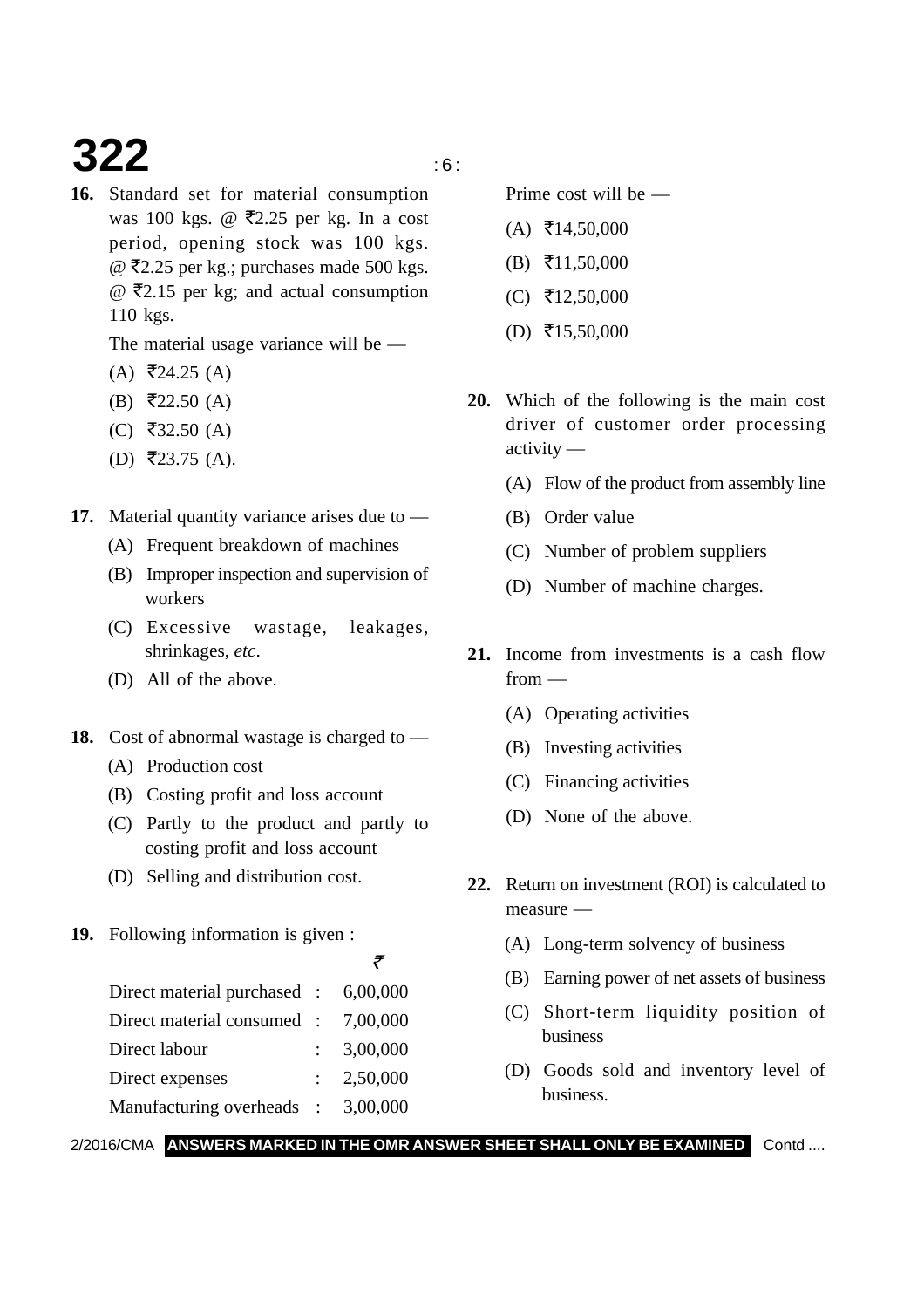**16.** Standard set for material consumption was 100 kgs. @ ₹2.25 per kg. In a cost period, opening stock was 100 kgs. @ ₹2.25 per kg.; purchases made 500 kgs. @ ₹2.15 per kg; and actual consumption 110 kgs.

The material usage variance will be —

(A) ₹24.25 (A)

(B) ₹22.50 (A)

(C) ₹32.50 (A)

(D) ₹23.75 (A).

**17.** Material quantity variance arises due to —

(A) Frequent breakdown of machines

(B) Improper inspection and supervision of workers

(C) Excessive wastage, leakages, shrinkages, *etc.*

(D) All of the above.

**18.** Cost of abnormal wastage is charged to —

(A) Production cost

(B) Costing profit and loss account

(C) Partly to the product and partly to costing profit and loss account

(D) Selling and distribution cost.

**19.** Following information is given :

| | | ₹ |
|---|---|---|
| Direct material purchased | : | 6,00,000 |
| Direct material consumed | : | 7,00,000 |
| Direct labour | : | 3,00,000 |
| Direct expenses | : | 2,50,000 |
| Manufacturing overheads | : | 3,00,000 |

Prime cost will be —

(A) ₹14,50,000

(B) ₹11,50,000

(C) ₹12,50,000

(D) ₹15,50,000

**20.** Which of the following is the main cost driver of customer order processing activity —

(A) Flow of the product from assembly line

(B) Order value

(C) Number of problem suppliers

(D) Number of machine charges.

**21.** Income from investments is a cash flow from —

(A) Operating activities

(B) Investing activities

(C) Financing activities

(D) None of the above.

**22.** Return on investment (ROI) is calculated to measure —

(A) Long-term solvency of business

(B) Earning power of net assets of business

(C) Short-term liquidity position of business

(D) Goods sold and inventory level of business.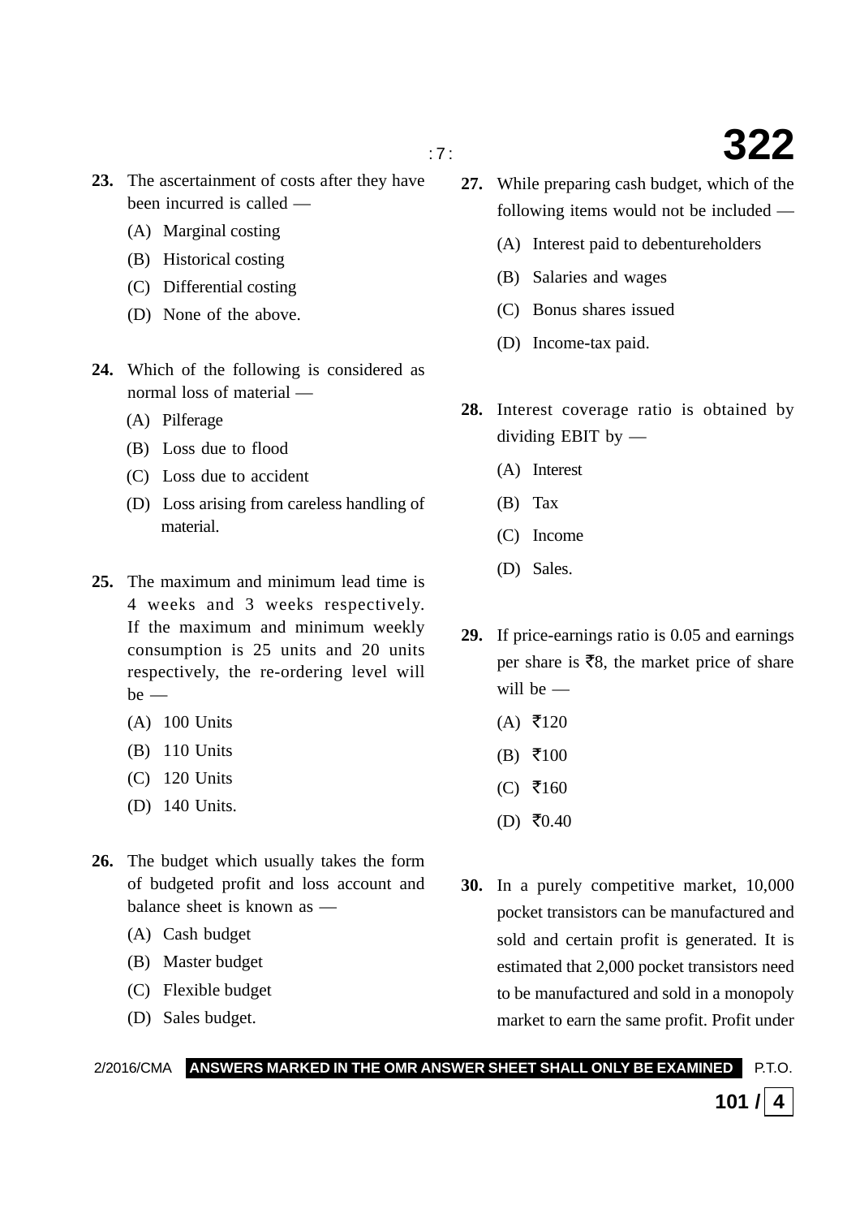**23.** The ascertainment of costs after they have been incurred is called —

(A) Marginal costing

(B) Historical costing

(C) Differential costing

(D) None of the above.

**24.** Which of the following is considered as normal loss of material —

(A) Pilferage

(B) Loss due to flood

(C) Loss due to accident

(D) Loss arising from careless handling of material.

**25.** The maximum and minimum lead time is 4 weeks and 3 weeks respectively. If the maximum and minimum weekly consumption is 25 units and 20 units respectively, the re-ordering level will be —

(A) 100 Units

(B) 110 Units

(C) 120 Units

(D) 140 Units.

**26.** The budget which usually takes the form of budgeted profit and loss account and balance sheet is known as —

(A) Cash budget

(B) Master budget

(C) Flexible budget

(D) Sales budget.

**27.** While preparing cash budget, which of the following items would not be included —

(A) Interest paid to debentureholders

(B) Salaries and wages

(C) Bonus shares issued

(D) Income-tax paid.

**28.** Interest coverage ratio is obtained by dividing EBIT by —

(A) Interest

(B) Tax

(C) Income

(D) Sales.

**29.** If price-earnings ratio is 0.05 and earnings per share is ₹8, the market price of share will be —

(A) ₹120

(B) ₹100

(C) ₹160

(D) ₹0.40

**30.** In a purely competitive market, 10,000 pocket transistors can be manufactured and sold and certain profit is generated. It is estimated that 2,000 pocket transistors need to be manufactured and sold in a monopoly market to earn the same profit. Profit under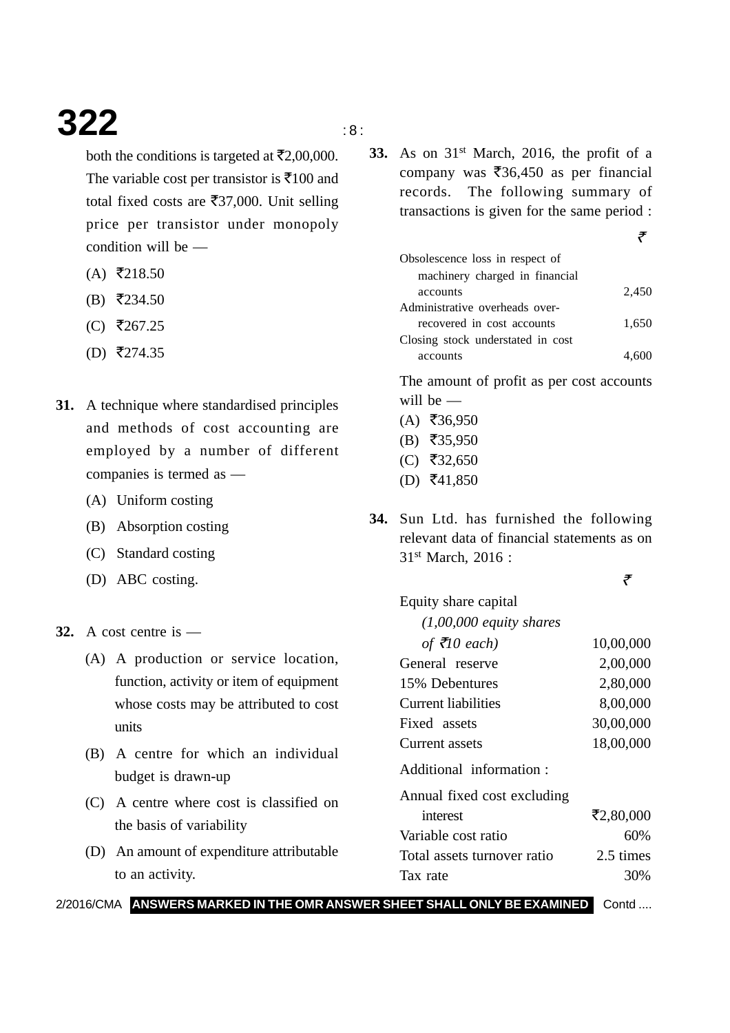both the conditions is targeted at ₹2,00,000. The variable cost per transistor is ₹100 and total fixed costs are ₹37,000. Unit selling price per transistor under monopoly condition will be —

(A) ₹218.50

(B) ₹234.50

(C) ₹267.25

(D) ₹274.35

**31.** A technique where standardised principles and methods of cost accounting are employed by a number of different companies is termed as —

(A) Uniform costing

(B) Absorption costing

(C) Standard costing

(D) ABC costing.

**32.** A cost centre is —

(A) A production or service location, function, activity or item of equipment whose costs may be attributed to cost units

(B) A centre for which an individual budget is drawn-up

(C) A centre where cost is classified on the basis of variability

(D) An amount of expenditure attributable to an activity.

**33.** As on 31st March, 2016, the profit of a company was ₹36,450 as per financial records. The following summary of transactions is given for the same period :

| | ₹ |
|---|---|
| Obsolescence loss in respect of machinery charged in financial accounts | 2,450 |
| Administrative overheads over-recovered in cost accounts | 1,650 |
| Closing stock understated in cost accounts | 4,600 |

The amount of profit as per cost accounts will be —

(A) ₹36,950

(B) ₹35,950

(C) ₹32,650

(D) ₹41,850

**34.** Sun Ltd. has furnished the following relevant data of financial statements as on 31st March, 2016 :

| | ₹ |
|---|---|
| Equity share capital *(1,00,000 equity shares of ₹10 each)* | 10,00,000 |
| General reserve | 2,00,000 |
| 15% Debentures | 2,80,000 |
| Current liabilities | 8,00,000 |
| Fixed assets | 30,00,000 |
| Current assets | 18,00,000 |

Additional information :

| | |
|---|---|
| Annual fixed cost excluding interest | ₹2,80,000 |
| Variable cost ratio | 60% |
| Total assets turnover ratio | 2.5 times |
| Tax rate | 30% |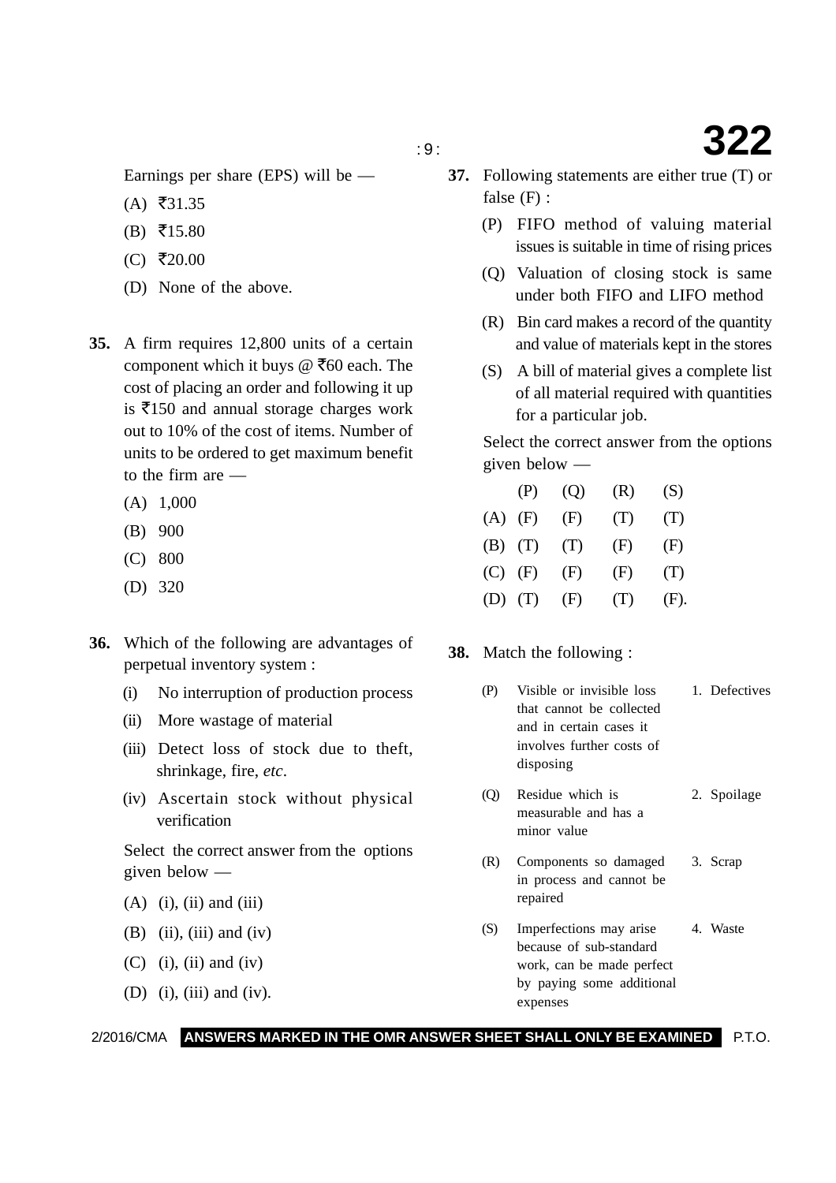Earnings per share (EPS) will be —

(A) ₹31.35

(B) ₹15.80

(C) ₹20.00

(D) None of the above.

**35.** A firm requires 12,800 units of a certain component which it buys @ ₹60 each. The cost of placing an order and following it up is ₹150 and annual storage charges work out to 10% of the cost of items. Number of units to be ordered to get maximum benefit to the firm are —

(A) 1,000

(B) 900

(C) 800

(D) 320

**36.** Which of the following are advantages of perpetual inventory system :

(i) No interruption of production process

(ii) More wastage of material

(iii) Detect loss of stock due to theft, shrinkage, fire, *etc*.

(iv) Ascertain stock without physical verification

Select the correct answer from the options given below —

(A) (i), (ii) and (iii)

(B) (ii), (iii) and (iv)

(C) (i), (ii) and (iv)

(D) (i), (iii) and (iv).

**37.** Following statements are either true (T) or false (F) :

(P) FIFO method of valuing material issues is suitable in time of rising prices

(Q) Valuation of closing stock is same under both FIFO and LIFO method

(R) Bin card makes a record of the quantity and value of materials kept in the stores

(S) A bill of material gives a complete list of all material required with quantities for a particular job.

Select the correct answer from the options given below —

| | (P) | (Q) | (R) | (S) |
|---|---|---|---|---|
| (A) | (F) | (F) | (T) | (T) |
| (B) | (T) | (T) | (F) | (F) |
| (C) | (F) | (F) | (F) | (T) |
| (D) | (T) | (F) | (T) | (F). |

**38.** Match the following :

| | | | |
|---|---|---|---|
| (P) | Visible or invisible loss that cannot be collected and in certain cases it involves further costs of disposing | 1. | Defectives |
| (Q) | Residue which is measurable and has a minor value | 2. | Spoilage |
| (R) | Components so damaged in process and cannot be repaired | 3. | Scrap |
| (S) | Imperfections may arise because of sub-standard work, can be made perfect by paying some additional expenses | 4. | Waste |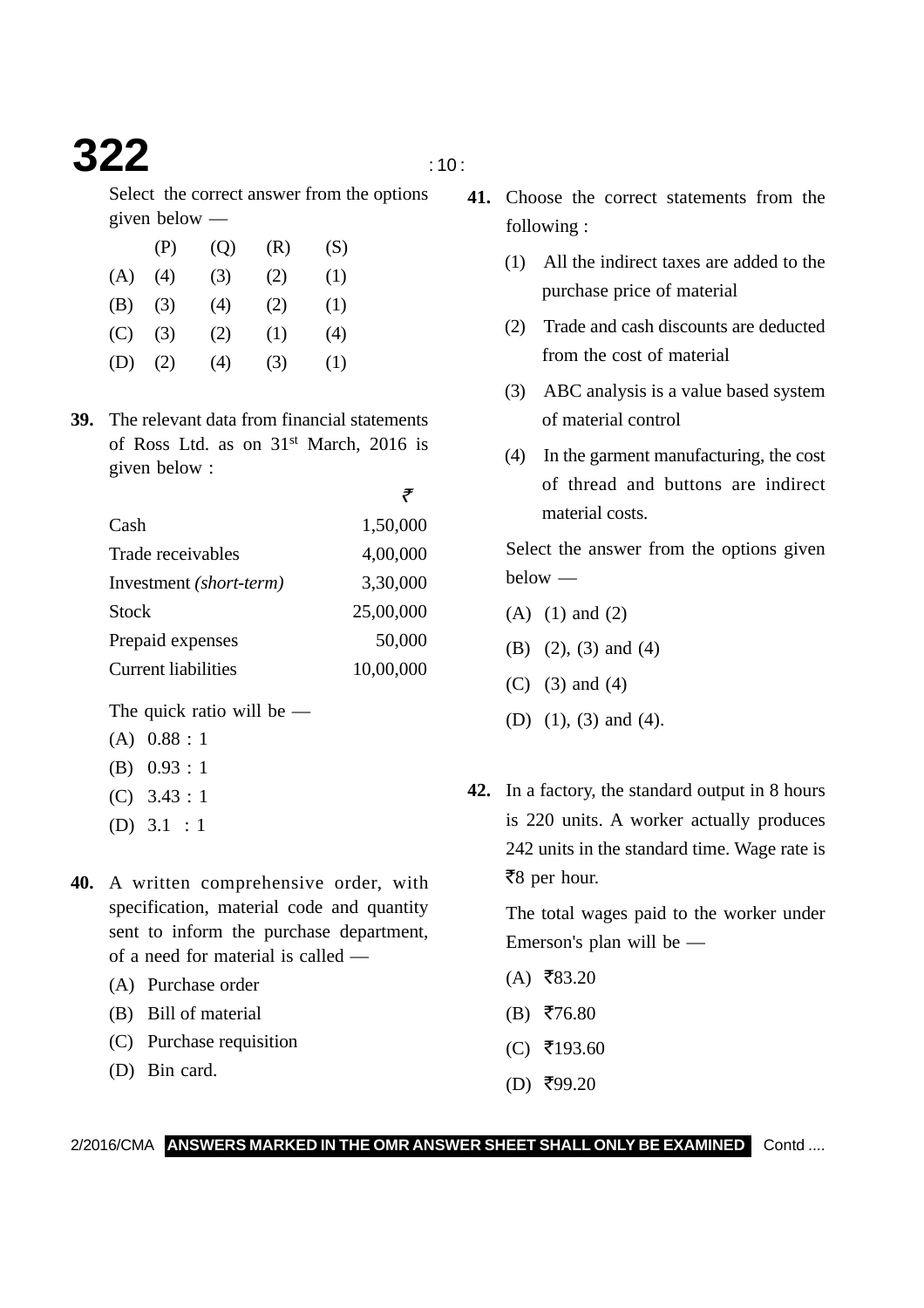Select the correct answer from the options given below —

| | (P) | (Q) | (R) | (S) |
|---|---|---|---|---|
| (A) | (4) | (3) | (2) | (1) |
| (B) | (3) | (4) | (2) | (1) |
| (C) | (3) | (2) | (1) | (4) |
| (D) | (2) | (4) | (3) | (1) |

**39.** The relevant data from financial statements of Ross Ltd. as on 31st March, 2016 is given below :

| | ₹ |
|---|---|
| Cash | 1,50,000 |
| Trade receivables | 4,00,000 |
| Investment *(short-term)* | 3,30,000 |
| Stock | 25,00,000 |
| Prepaid expenses | 50,000 |
| Current liabilities | 10,00,000 |

The quick ratio will be —

(A) 0.88 : 1

(B) 0.93 : 1

(C) 3.43 : 1

(D) 3.1 : 1

**40.** A written comprehensive order, with specification, material code and quantity sent to inform the purchase department, of a need for material is called —

(A) Purchase order

(B) Bill of material

(C) Purchase requisition

(D) Bin card.

**41.** Choose the correct statements from the following :

(1) All the indirect taxes are added to the purchase price of material

(2) Trade and cash discounts are deducted from the cost of material

(3) ABC analysis is a value based system of material control

(4) In the garment manufacturing, the cost of thread and buttons are indirect material costs.

Select the answer from the options given below —

(A) (1) and (2)

(B) (2), (3) and (4)

(C) (3) and (4)

(D) (1), (3) and (4).

**42.** In a factory, the standard output in 8 hours is 220 units. A worker actually produces 242 units in the standard time. Wage rate is ₹8 per hour.

The total wages paid to the worker under Emerson's plan will be —

(A) ₹83.20

(B) ₹76.80

(C) ₹193.60

(D) ₹99.20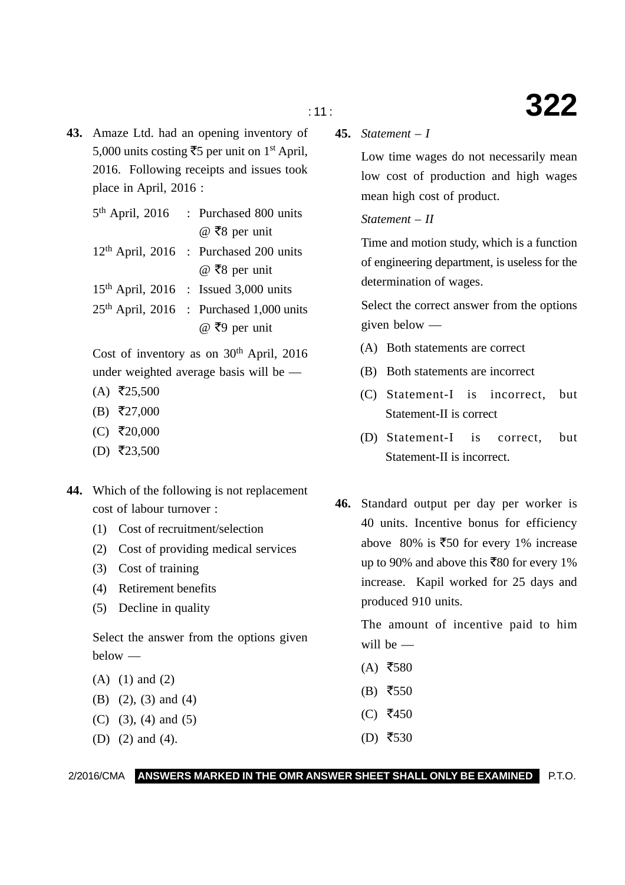**43.** Amaze Ltd. had an opening inventory of 5,000 units costing ₹5 per unit on 1st April, 2016. Following receipts and issues took place in April, 2016 :

| | | |
|---|---|---|
| 5th April, 2016 | : | Purchased 800 units @ ₹8 per unit |
| 12th April, 2016 | : | Purchased 200 units @ ₹8 per unit |
| 15th April, 2016 | : | Issued 3,000 units |
| 25th April, 2016 | : | Purchased 1,000 units @ ₹9 per unit |

Cost of inventory as on 30th April, 2016 under weighted average basis will be —

(A) ₹25,500

(B) ₹27,000

(C) ₹20,000

(D) ₹23,500

**44.** Which of the following is not replacement cost of labour turnover :

(1) Cost of recruitment/selection

(2) Cost of providing medical services

(3) Cost of training

(4) Retirement benefits

(5) Decline in quality

Select the answer from the options given below —

(A) (1) and (2)

(B) (2), (3) and (4)

(C) (3), (4) and (5)

(D) (2) and (4).

**45.** *Statement – I*

Low time wages do not necessarily mean low cost of production and high wages mean high cost of product.

*Statement – II*

Time and motion study, which is a function of engineering department, is useless for the determination of wages.

Select the correct answer from the options given below —

(A) Both statements are correct

(B) Both statements are incorrect

(C) Statement-I is incorrect, but Statement-II is correct

(D) Statement-I is correct, but Statement-II is incorrect.

**46.** Standard output per day per worker is 40 units. Incentive bonus for efficiency above 80% is ₹50 for every 1% increase up to 90% and above this ₹80 for every 1% increase. Kapil worked for 25 days and produced 910 units.

The amount of incentive paid to him will be —

(A) ₹580

(B) ₹550

(C) ₹450

(D) ₹530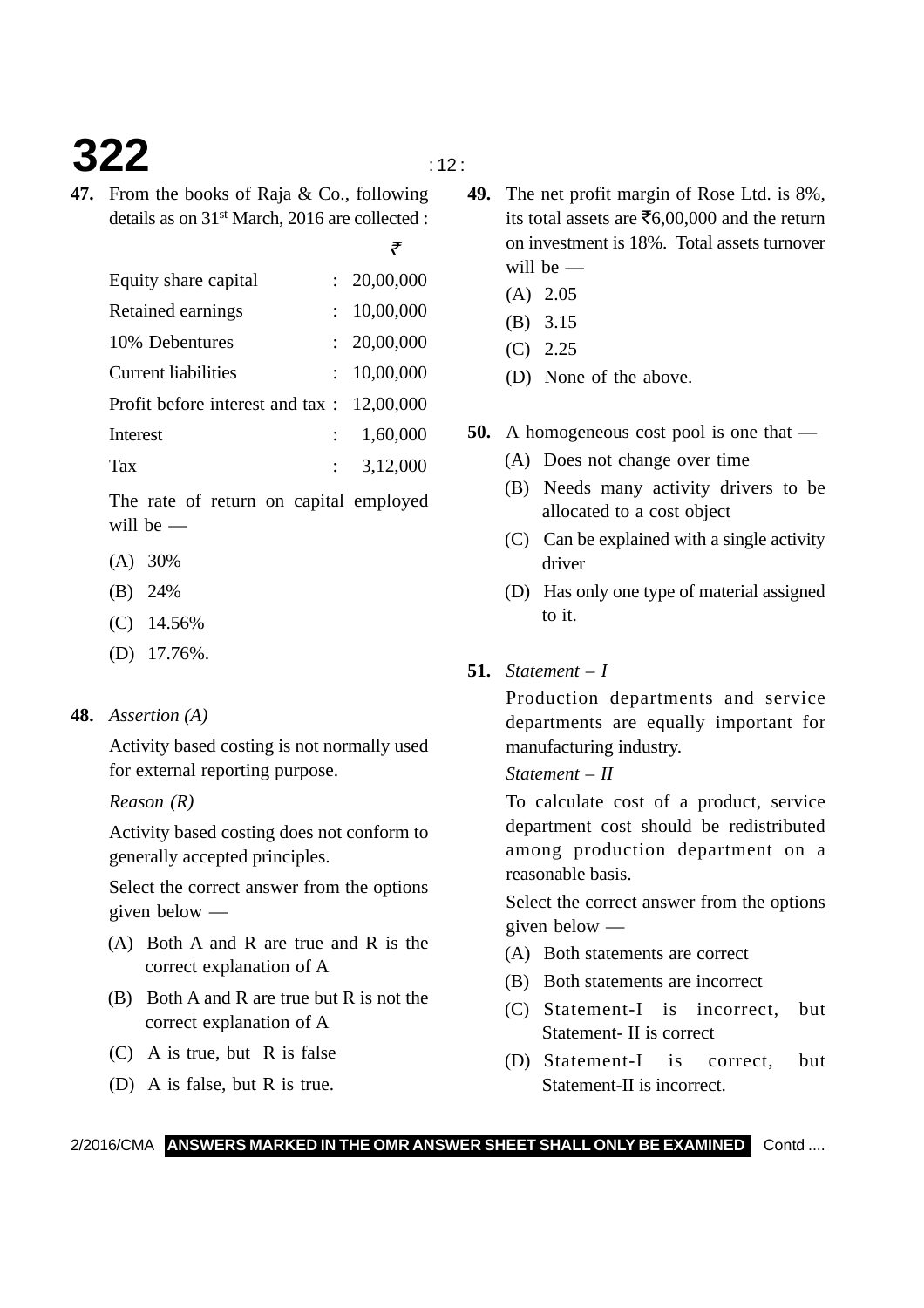**47.** From the books of Raja & Co., following details as on 31st March, 2016 are collected :

| | | ₹ |
|---|---|---|
| Equity share capital | : | 20,00,000 |
| Retained earnings | : | 10,00,000 |
| 10% Debentures | : | 20,00,000 |
| Current liabilities | : | 10,00,000 |
| Profit before interest and tax | : | 12,00,000 |
| Interest | : | 1,60,000 |
| Tax | : | 3,12,000 |

The rate of return on capital employed will be —

(A) 30%

(B) 24%

(C) 14.56%

(D) 17.76%.

**48.** *Assertion (A)*

Activity based costing is not normally used for external reporting purpose.

*Reason (R)*

Activity based costing does not conform to generally accepted principles.

Select the correct answer from the options given below —

(A) Both A and R are true and R is the correct explanation of A

(B) Both A and R are true but R is not the correct explanation of A

(C) A is true, but R is false

(D) A is false, but R is true.

**49.** The net profit margin of Rose Ltd. is 8%, its total assets are ₹6,00,000 and the return on investment is 18%. Total assets turnover will be —

(A) 2.05

(B) 3.15

(C) 2.25

(D) None of the above.

**50.** A homogeneous cost pool is one that —

(A) Does not change over time

(B) Needs many activity drivers to be allocated to a cost object

(C) Can be explained with a single activity driver

(D) Has only one type of material assigned to it.

**51.** *Statement – I*

Production departments and service departments are equally important for manufacturing industry.

*Statement – II*

To calculate cost of a product, service department cost should be redistributed among production department on a reasonable basis.

Select the correct answer from the options given below —

(A) Both statements are correct

(B) Both statements are incorrect

(C) Statement-I is incorrect, but Statement- II is correct

(D) Statement-I is correct, but Statement-II is incorrect.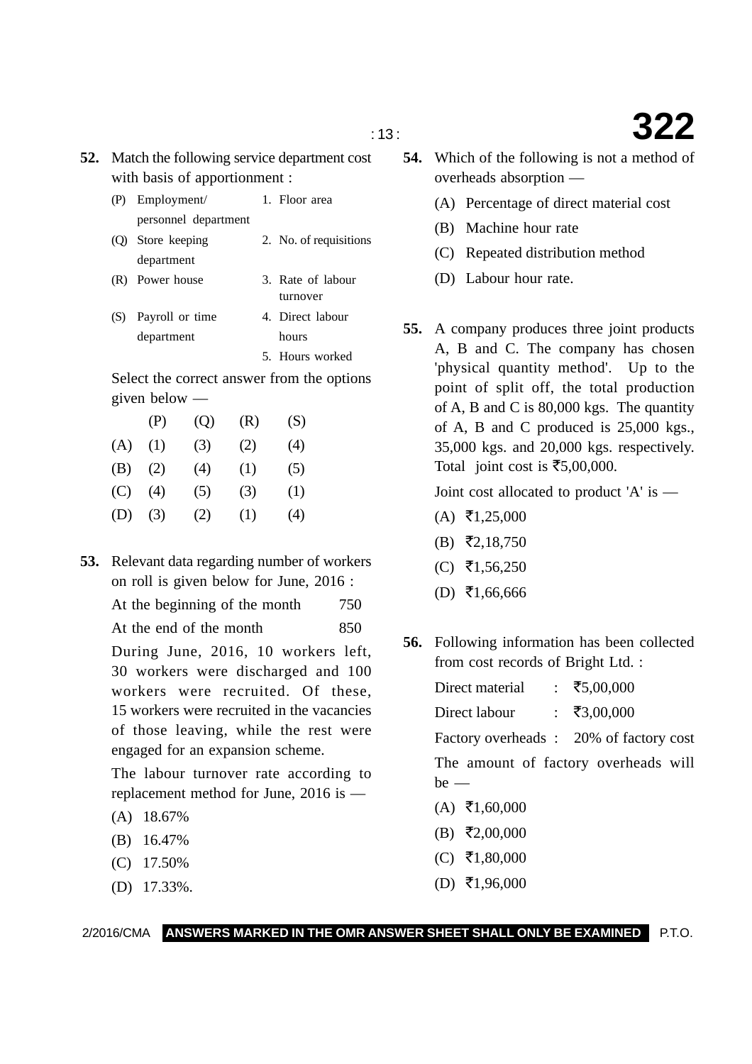**52.** Match the following service department cost with basis of apportionment :

| | | | |
|---|---|---|---|
| (P) | Employment/ personnel department | 1. | Floor area |
| (Q) | Store keeping department | 2. | No. of requisitions |
| (R) | Power house | 3. | Rate of labour turnover |
| (S) | Payroll or time department | 4. | Direct labour hours |
| | | 5. | Hours worked |

Select the correct answer from the options given below —

| | (P) | (Q) | (R) | (S) |
|---|---|---|---|---|
| (A) | (1) | (3) | (2) | (4) |
| (B) | (2) | (4) | (1) | (5) |
| (C) | (4) | (5) | (3) | (1) |
| (D) | (3) | (2) | (1) | (4) |

**53.** Relevant data regarding number of workers on roll is given below for June, 2016 :

| | |
|---|---|
| At the beginning of the month | 750 |
| At the end of the month | 850 |

During June, 2016, 10 workers left, 30 workers were discharged and 100 workers were recruited. Of these, 15 workers were recruited in the vacancies of those leaving, while the rest were engaged for an expansion scheme.

The labour turnover rate according to replacement method for June, 2016 is —

(A) 18.67%

(B) 16.47%

(C) 17.50%

(D) 17.33%.

**54.** Which of the following is not a method of overheads absorption —

(A) Percentage of direct material cost

(B) Machine hour rate

(C) Repeated distribution method

(D) Labour hour rate.

**55.** A company produces three joint products A, B and C. The company has chosen 'physical quantity method'. Up to the point of split off, the total production of A, B and C is 80,000 kgs. The quantity of A, B and C produced is 25,000 kgs., 35,000 kgs. and 20,000 kgs. respectively. Total joint cost is ₹5,00,000.

Joint cost allocated to product 'A' is —

(A) ₹1,25,000

(B) ₹2,18,750

(C) ₹1,56,250

(D) ₹1,66,666

**56.** Following information has been collected from cost records of Bright Ltd. :

| | | |
|---|---|---|
| Direct material | : | ₹5,00,000 |
| Direct labour | : | ₹3,00,000 |
| Factory overheads | : | 20% of factory cost |

The amount of factory overheads will be —

(A) ₹1,60,000

(B) ₹2,00,000

(C) ₹1,80,000

(D) ₹1,96,000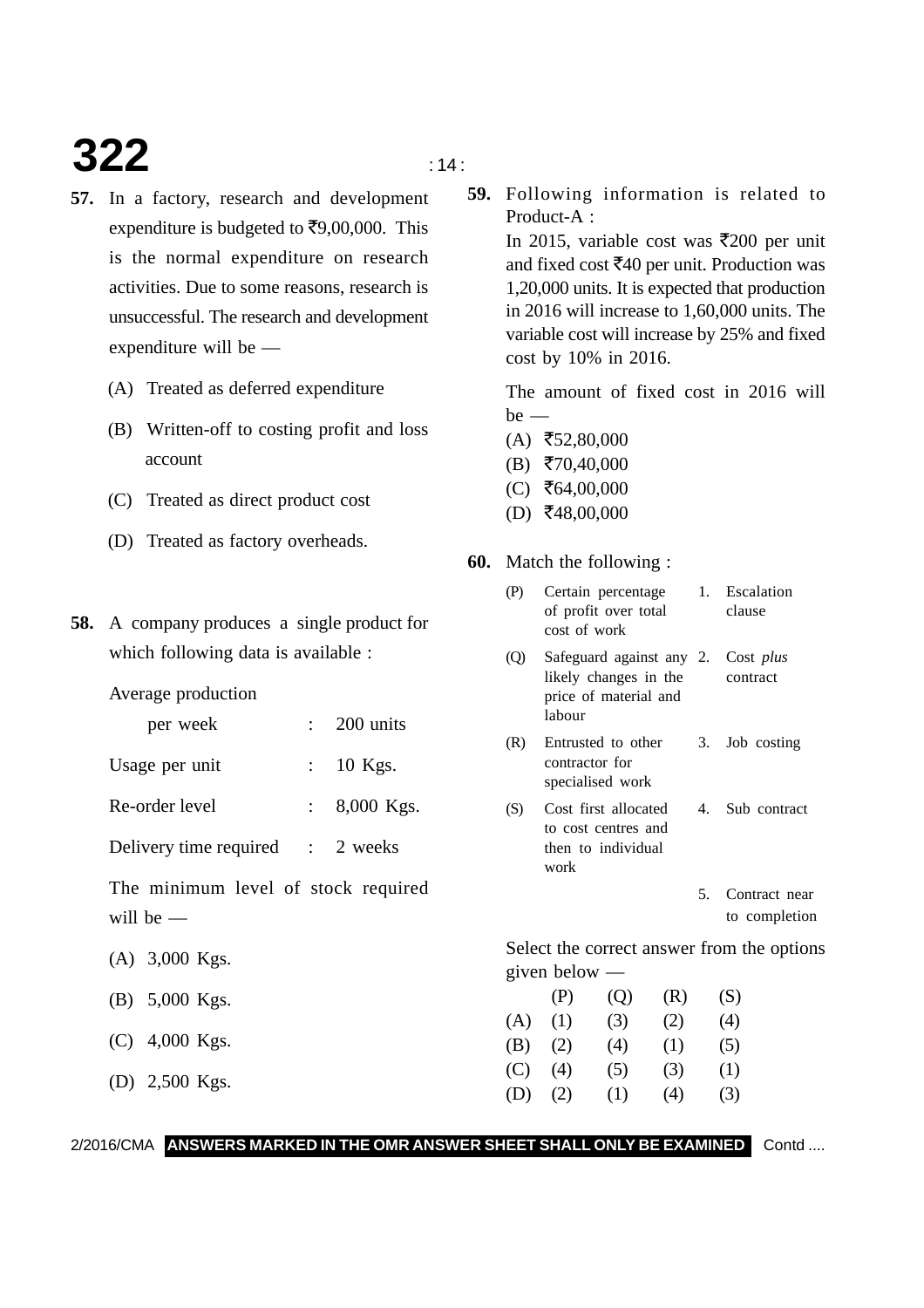**57.** In a factory, research and development expenditure is budgeted to ₹9,00,000. This is the normal expenditure on research activities. Due to some reasons, research is unsuccessful. The research and development expenditure will be —

(A) Treated as deferred expenditure

(B) Written-off to costing profit and loss account

(C) Treated as direct product cost

(D) Treated as factory overheads.

**58.** A company produces a single product for which following data is available :

| | | |
|---|---|---|
| Average production per week | : | 200 units |
| Usage per unit | : | 10 Kgs. |
| Re-order level | : | 8,000 Kgs. |
| Delivery time required | : | 2 weeks |

The minimum level of stock required will be —

(A) 3,000 Kgs.

(B) 5,000 Kgs.

(C) 4,000 Kgs.

(D) 2,500 Kgs.

**59.** Following information is related to Product-A :

In 2015, variable cost was ₹200 per unit and fixed cost ₹40 per unit. Production was 1,20,000 units. It is expected that production in 2016 will increase to 1,60,000 units. The variable cost will increase by 25% and fixed cost by 10% in 2016.

The amount of fixed cost in 2016 will be —

(A) ₹52,80,000

(B) ₹70,40,000

(C) ₹64,00,000

(D) ₹48,00,000

**60.** Match the following :

| | | | |
|---|---|---|---|
| (P) | Certain percentage of profit over total cost of work | 1. | Escalation clause |
| (Q) | Safeguard against any likely changes in the price of material and labour | 2. | Cost *plus* contract |
| (R) | Entrusted to other contractor for specialised work | 3. | Job costing |
| (S) | Cost first allocated to cost centres and then to individual work | 4. | Sub contract |
| | | 5. | Contract near to completion |

Select the correct answer from the options given below —

| | (P) | (Q) | (R) | (S) |
|---|---|---|---|---|
| (A) | (1) | (3) | (2) | (4) |
| (B) | (2) | (4) | (1) | (5) |
| (C) | (4) | (5) | (3) | (1) |
| (D) | (2) | (1) | (4) | (3) |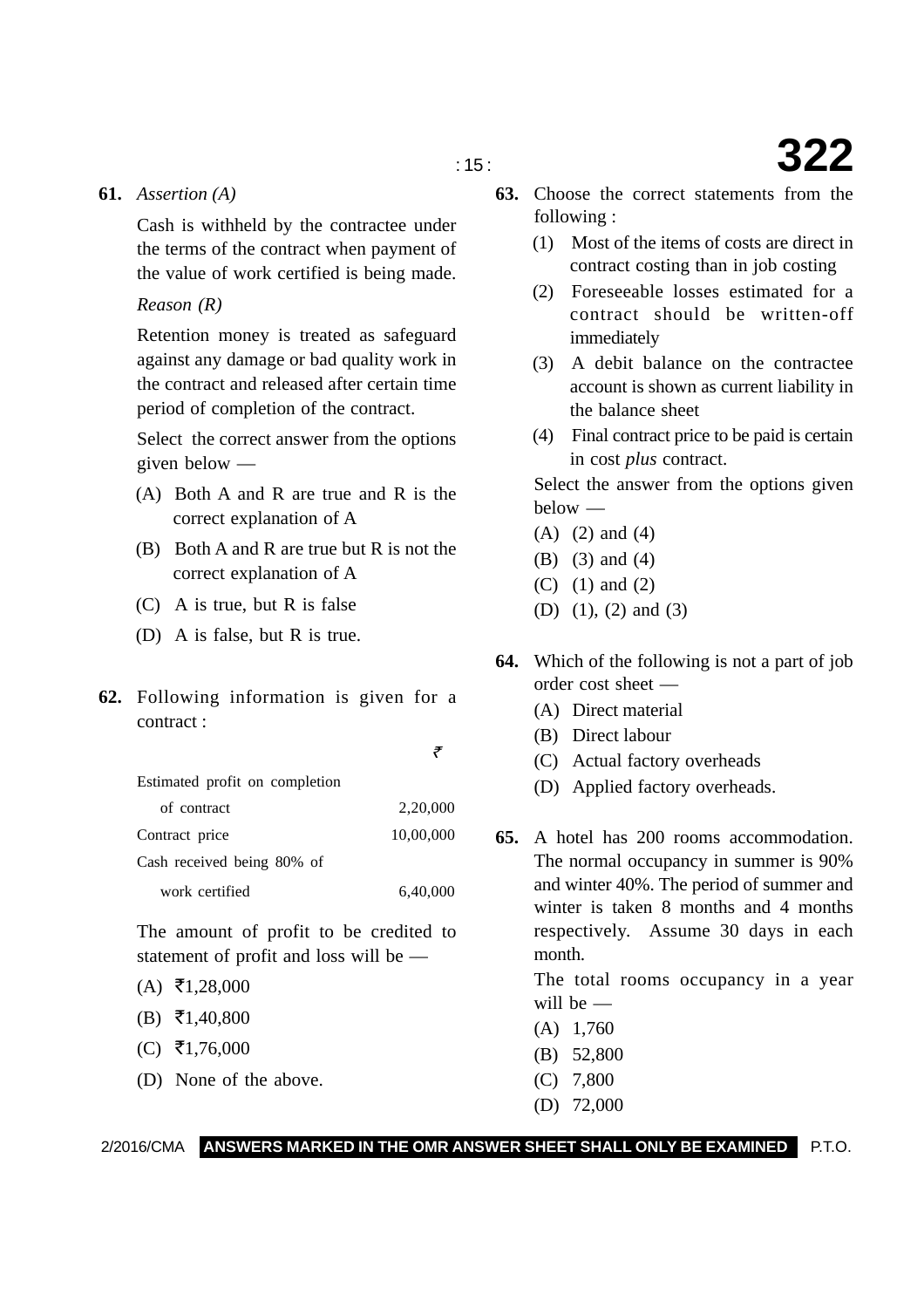**61.** *Assertion (A)*

Cash is withheld by the contractee under the terms of the contract when payment of the value of work certified is being made.

*Reason (R)*

Retention money is treated as safeguard against any damage or bad quality work in the contract and released after certain time period of completion of the contract.

Select the correct answer from the options given below —

(A) Both A and R are true and R is the correct explanation of A

(B) Both A and R are true but R is not the correct explanation of A

(C) A is true, but R is false

(D) A is false, but R is true.

**62.** Following information is given for a contract :

| | ₹ |
|---|---|
| Estimated profit on completion of contract | 2,20,000 |
| Contract price | 10,00,000 |
| Cash received being 80% of work certified | 6,40,000 |

The amount of profit to be credited to statement of profit and loss will be —

(A) ₹1,28,000

(B) ₹1,40,800

(C) ₹1,76,000

(D) None of the above.

**63.** Choose the correct statements from the following :

(1) Most of the items of costs are direct in contract costing than in job costing

(2) Foreseeable losses estimated for a contract should be written-off immediately

(3) A debit balance on the contractee account is shown as current liability in the balance sheet

(4) Final contract price to be paid is certain in cost *plus* contract.

Select the answer from the options given below —

(A) (2) and (4)

(B) (3) and (4)

(C) (1) and (2)

(D) (1), (2) and (3)

**64.** Which of the following is not a part of job order cost sheet —

(A) Direct material

(B) Direct labour

(C) Actual factory overheads

(D) Applied factory overheads.

**65.** A hotel has 200 rooms accommodation. The normal occupancy in summer is 90% and winter 40%. The period of summer and winter is taken 8 months and 4 months respectively. Assume 30 days in each month.

The total rooms occupancy in a year will be —

(A) 1,760

(B) 52,800

(C) 7,800

(D) 72,000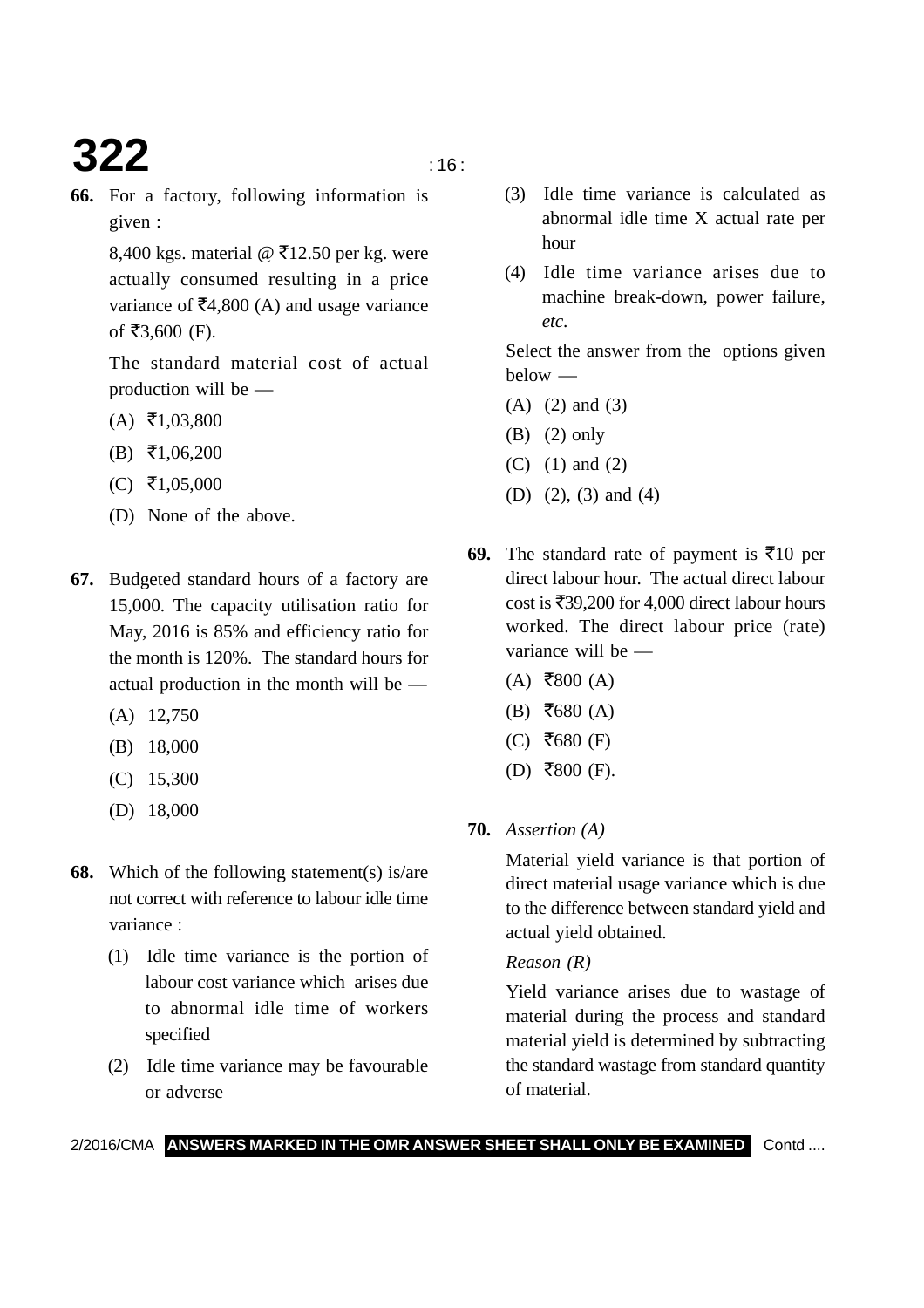**66.** For a factory, following information is given :

8,400 kgs. material @ ₹12.50 per kg. were actually consumed resulting in a price variance of ₹4,800 (A) and usage variance of ₹3,600 (F).

The standard material cost of actual production will be —

(A) ₹1,03,800

(B) ₹1,06,200

(C) ₹1,05,000

(D) None of the above.

**67.** Budgeted standard hours of a factory are 15,000. The capacity utilisation ratio for May, 2016 is 85% and efficiency ratio for the month is 120%. The standard hours for actual production in the month will be —

(A) 12,750

(B) 18,000

(C) 15,300

(D) 18,000

**68.** Which of the following statement(s) is/are not correct with reference to labour idle time variance :

(1) Idle time variance is the portion of labour cost variance which arises due to abnormal idle time of workers specified

(2) Idle time variance may be favourable or adverse

(3) Idle time variance is calculated as abnormal idle time X actual rate per hour

(4) Idle time variance arises due to machine break-down, power failure, *etc.*

Select the answer from the options given below —

(A) (2) and (3)

(B) (2) only

(C) (1) and (2)

(D) (2), (3) and (4)

**69.** The standard rate of payment is ₹10 per direct labour hour. The actual direct labour cost is ₹39,200 for 4,000 direct labour hours worked. The direct labour price (rate) variance will be —

(A) ₹800 (A)

(B) ₹680 (A)

(C) ₹680 (F)

(D) ₹800 (F).

**70.** *Assertion (A)*

Material yield variance is that portion of direct material usage variance which is due to the difference between standard yield and actual yield obtained.

*Reason (R)*

Yield variance arises due to wastage of material during the process and standard material yield is determined by subtracting the standard wastage from standard quantity of material.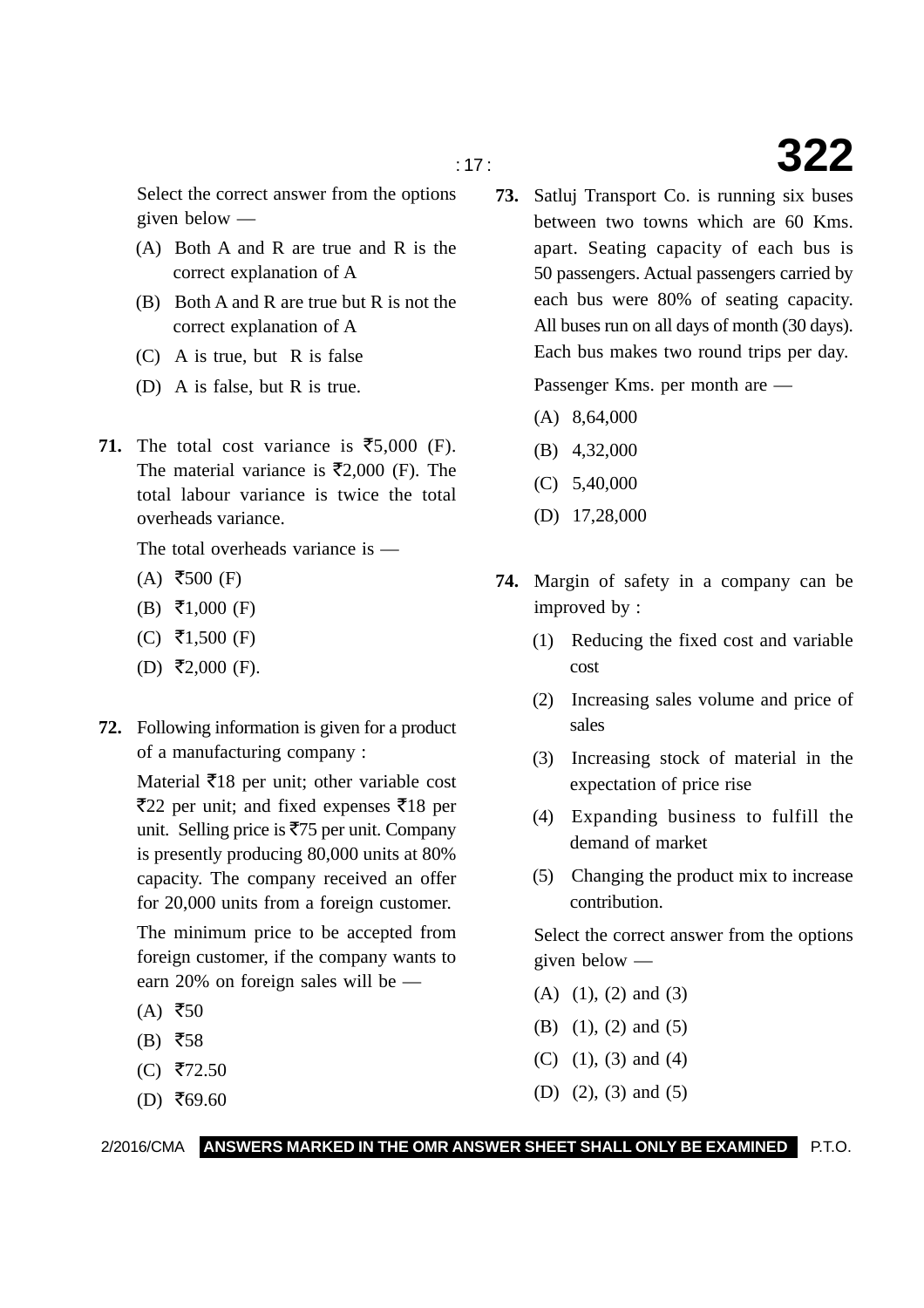Select the correct answer from the options given below —

(A) Both A and R are true and R is the correct explanation of A

(B) Both A and R are true but R is not the correct explanation of A

(C) A is true, but R is false

(D) A is false, but R is true.

**71.** The total cost variance is ₹5,000 (F). The material variance is ₹2,000 (F). The total labour variance is twice the total overheads variance.

The total overheads variance is —

(A) ₹500 (F)

(B) ₹1,000 (F)

(C) ₹1,500 (F)

(D) ₹2,000 (F).

**72.** Following information is given for a product of a manufacturing company :

Material ₹18 per unit; other variable cost ₹22 per unit; and fixed expenses ₹18 per unit. Selling price is ₹75 per unit. Company is presently producing 80,000 units at 80% capacity. The company received an offer for 20,000 units from a foreign customer.

The minimum price to be accepted from foreign customer, if the company wants to earn 20% on foreign sales will be —

(A) ₹50

(B) ₹58

(C) ₹72.50

(D) ₹69.60

**73.** Satluj Transport Co. is running six buses between two towns which are 60 Kms. apart. Seating capacity of each bus is 50 passengers. Actual passengers carried by each bus were 80% of seating capacity. All buses run on all days of month (30 days). Each bus makes two round trips per day.

Passenger Kms. per month are —

(A) 8,64,000

(B) 4,32,000

(C) 5,40,000

(D) 17,28,000

**74.** Margin of safety in a company can be improved by :

(1) Reducing the fixed cost and variable cost

(2) Increasing sales volume and price of sales

(3) Increasing stock of material in the expectation of price rise

(4) Expanding business to fulfill the demand of market

(5) Changing the product mix to increase contribution.

Select the correct answer from the options given below —

(A) (1), (2) and (3)

(B) (1), (2) and (5)

(C) (1), (3) and (4)

(D) (2), (3) and (5)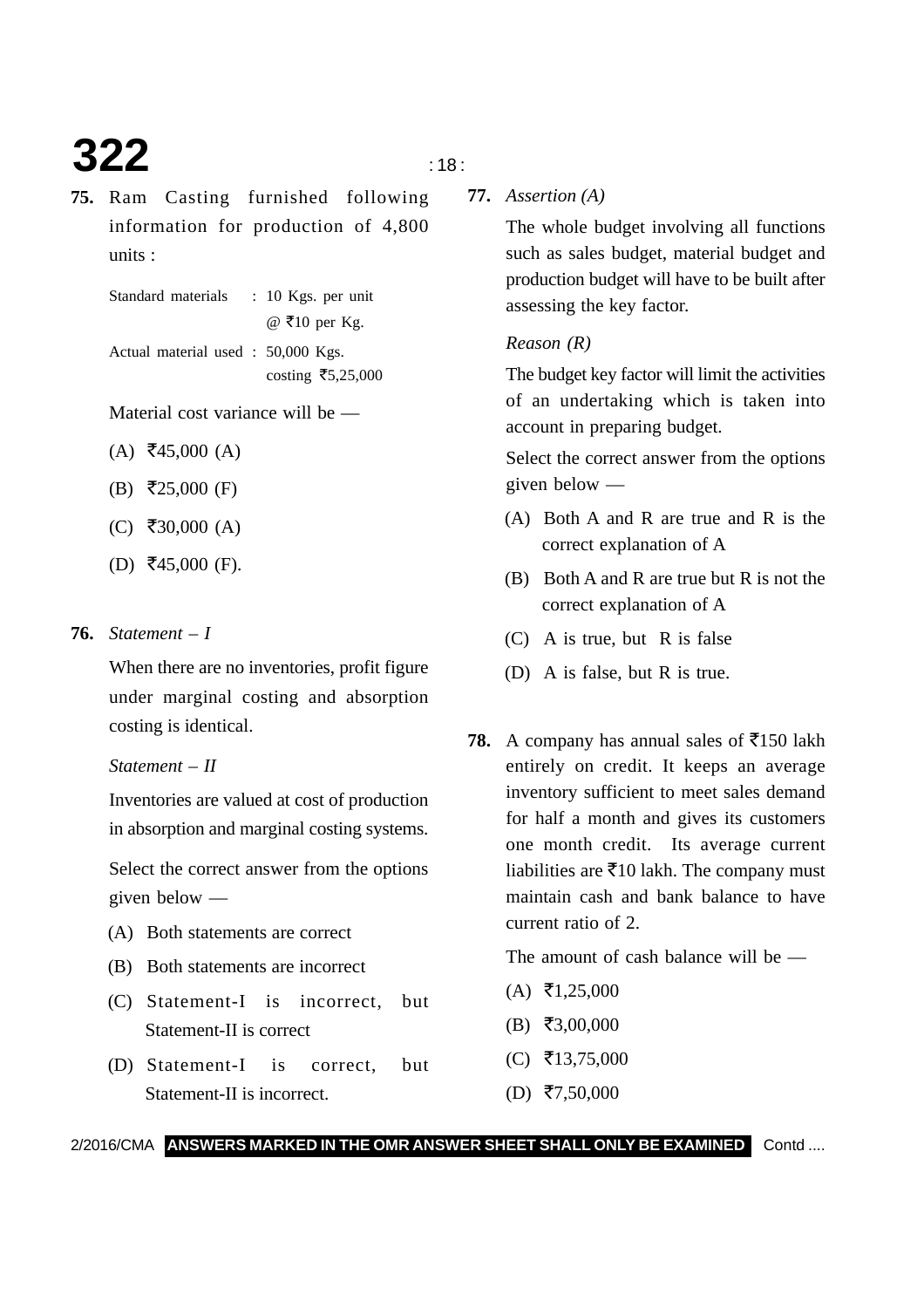**75.** Ram Casting furnished following information for production of 4,800 units :

Standard materials : 10 Kgs. per unit @ ₹10 per Kg.

Actual material used : 50,000 Kgs. costing ₹5,25,000

Material cost variance will be —

(A) ₹45,000 (A)

(B) ₹25,000 (F)

(C) ₹30,000 (A)

(D) ₹45,000 (F).

**76.** *Statement – I*

When there are no inventories, profit figure under marginal costing and absorption costing is identical.

*Statement – II*

Inventories are valued at cost of production in absorption and marginal costing systems.

Select the correct answer from the options given below —

(A) Both statements are correct

(B) Both statements are incorrect

(C) Statement-I is incorrect, but Statement-II is correct

(D) Statement-I is correct, but Statement-II is incorrect.

**77.** *Assertion (A)*

The whole budget involving all functions such as sales budget, material budget and production budget will have to be built after assessing the key factor.

*Reason (R)*

The budget key factor will limit the activities of an undertaking which is taken into account in preparing budget.

Select the correct answer from the options given below —

(A) Both A and R are true and R is the correct explanation of A

(B) Both A and R are true but R is not the correct explanation of A

(C) A is true, but R is false

(D) A is false, but R is true.

**78.** A company has annual sales of ₹150 lakh entirely on credit. It keeps an average inventory sufficient to meet sales demand for half a month and gives its customers one month credit. Its average current liabilities are ₹10 lakh. The company must maintain cash and bank balance to have current ratio of 2.

The amount of cash balance will be —

(A) ₹1,25,000

(B) ₹3,00,000

(C) ₹13,75,000

(D) ₹7,50,000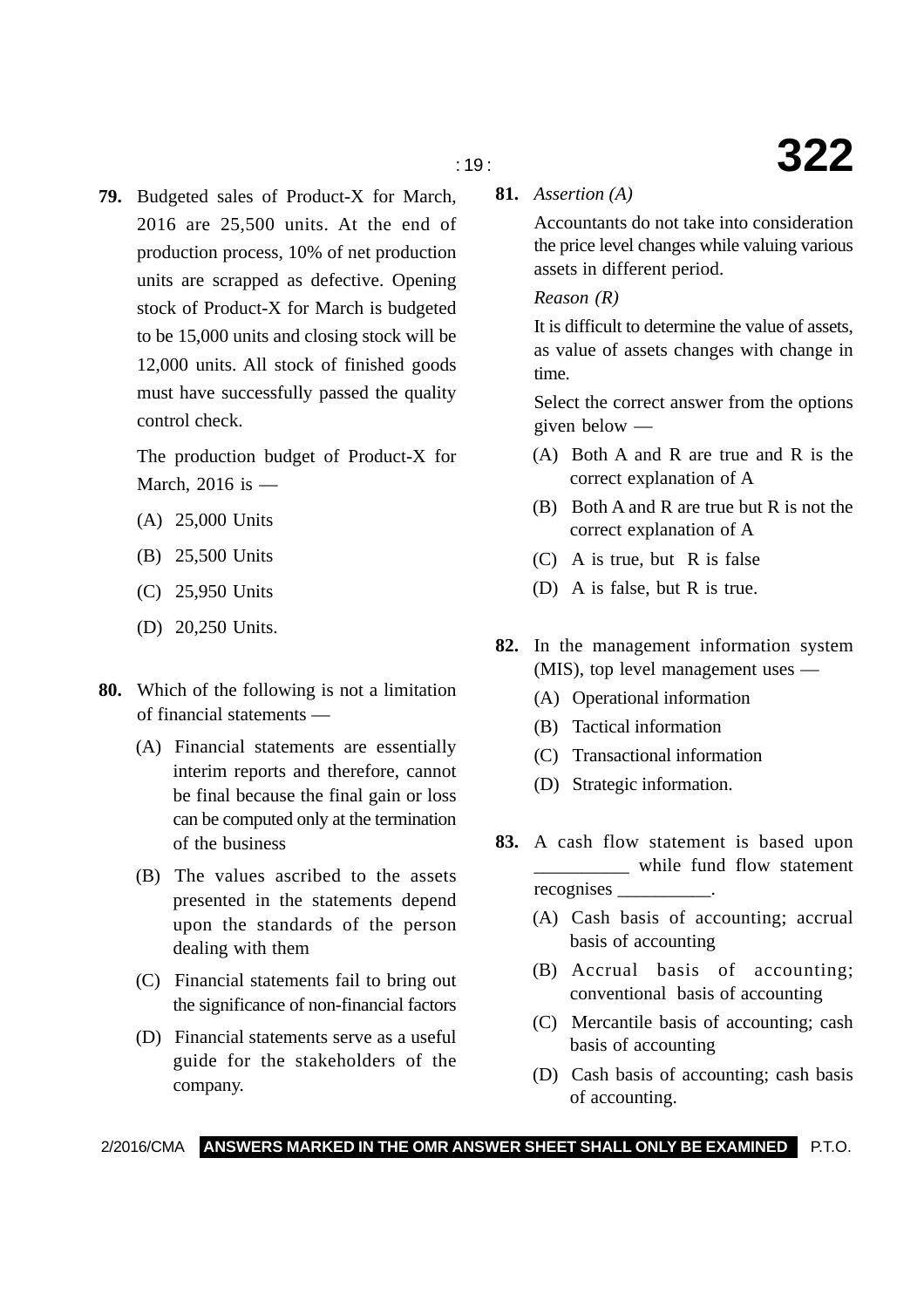**79.** Budgeted sales of Product-X for March, 2016 are 25,500 units. At the end of production process, 10% of net production units are scrapped as defective. Opening stock of Product-X for March is budgeted to be 15,000 units and closing stock will be 12,000 units. All stock of finished goods must have successfully passed the quality control check.

The production budget of Product-X for March, 2016 is —

(A) 25,000 Units

(B) 25,500 Units

(C) 25,950 Units

(D) 20,250 Units.

**80.** Which of the following is not a limitation of financial statements —

(A) Financial statements are essentially interim reports and therefore, cannot be final because the final gain or loss can be computed only at the termination of the business

(B) The values ascribed to the assets presented in the statements depend upon the standards of the person dealing with them

(C) Financial statements fail to bring out the significance of non-financial factors

(D) Financial statements serve as a useful guide for the stakeholders of the company.

**81.** *Assertion (A)*

Accountants do not take into consideration the price level changes while valuing various assets in different period.

*Reason (R)*

It is difficult to determine the value of assets, as value of assets changes with change in time.

Select the correct answer from the options given below —

(A) Both A and R are true and R is the correct explanation of A

(B) Both A and R are true but R is not the correct explanation of A

(C) A is true, but R is false

(D) A is false, but R is true.

**82.** In the management information system (MIS), top level management uses —

(A) Operational information

(B) Tactical information

(C) Transactional information

(D) Strategic information.

**83.** A cash flow statement is based upon __________ while fund flow statement recognises __________.

(A) Cash basis of accounting; accrual basis of accounting

(B) Accrual basis of accounting; conventional basis of accounting

(C) Mercantile basis of accounting; cash basis of accounting

(D) Cash basis of accounting; cash basis of accounting.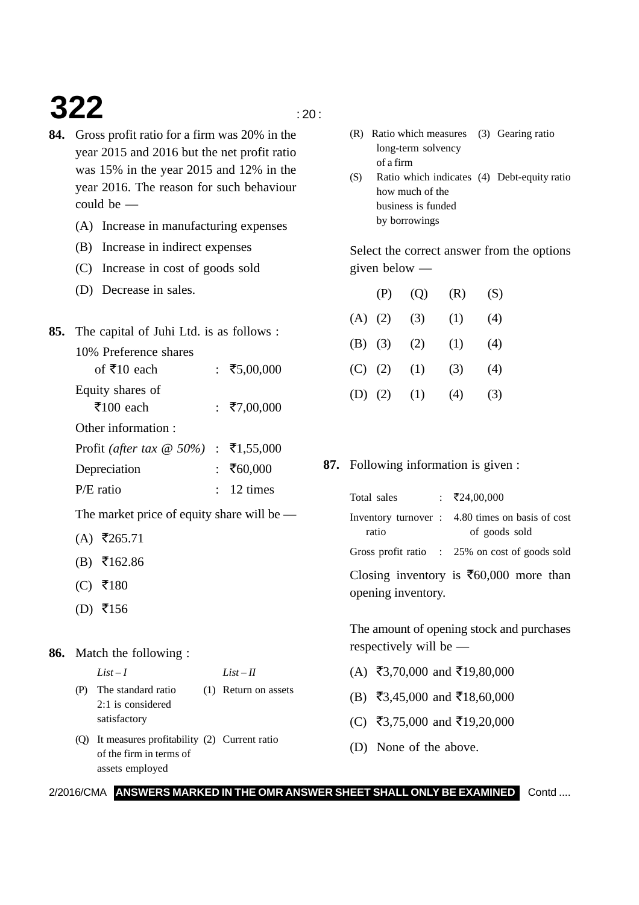**84.** Gross profit ratio for a firm was 20% in the year 2015 and 2016 but the net profit ratio was 15% in the year 2015 and 12% in the year 2016. The reason for such behaviour could be —

(A) Increase in manufacturing expenses

(B) Increase in indirect expenses

(C) Increase in cost of goods sold

(D) Decrease in sales.

**85.** The capital of Juhi Ltd. is as follows :

| | | |
|---|---|---|
| 10% Preference shares of ₹10 each | : | ₹5,00,000 |
| Equity shares of ₹100 each | : | ₹7,00,000 |

Other information :

| | | |
|---|---|---|
| Profit *(after tax @ 50%)* | : | ₹1,55,000 |
| Depreciation | : | ₹60,000 |
| P/E ratio | : | 12 times |

The market price of equity share will be —

(A) ₹265.71

(B) ₹162.86

(C) ₹180

(D) ₹156

**86.** Match the following :

| | *List – I* | | *List – II* |
|---|---|---|---|
| (P) | The standard ratio 2:1 is considered satisfactory | (1) | Return on assets |
| (Q) | It measures profitability of the firm in terms of assets employed | (2) | Current ratio |
| (R) | Ratio which measures long-term solvency of a firm | (3) | Gearing ratio |
| (S) | Ratio which indicates how much of the business is funded by borrowings | (4) | Debt-equity ratio |

Select the correct answer from the options given below —

| | (P) | (Q) | (R) | (S) |
|---|---|---|---|---|
| (A) | (2) | (3) | (1) | (4) |
| (B) | (3) | (2) | (1) | (4) |
| (C) | (2) | (1) | (3) | (4) |
| (D) | (2) | (1) | (4) | (3) |

**87.** Following information is given :

| | | |
|---|---|---|
| Total sales | : | ₹24,00,000 |
| Inventory turnover ratio | : | 4.80 times on basis of cost of goods sold |
| Gross profit ratio | : | 25% on cost of goods sold |

Closing inventory is ₹60,000 more than opening inventory.

The amount of opening stock and purchases respectively will be —

(A) ₹3,70,000 and ₹19,80,000

(B) ₹3,45,000 and ₹18,60,000

(C) ₹3,75,000 and ₹19,20,000

(D) None of the above.

2/2016/CMA **ANSWERS MARKED IN THE OMR ANSWER SHEET SHALL ONLY BE EXAMINED** Contd ....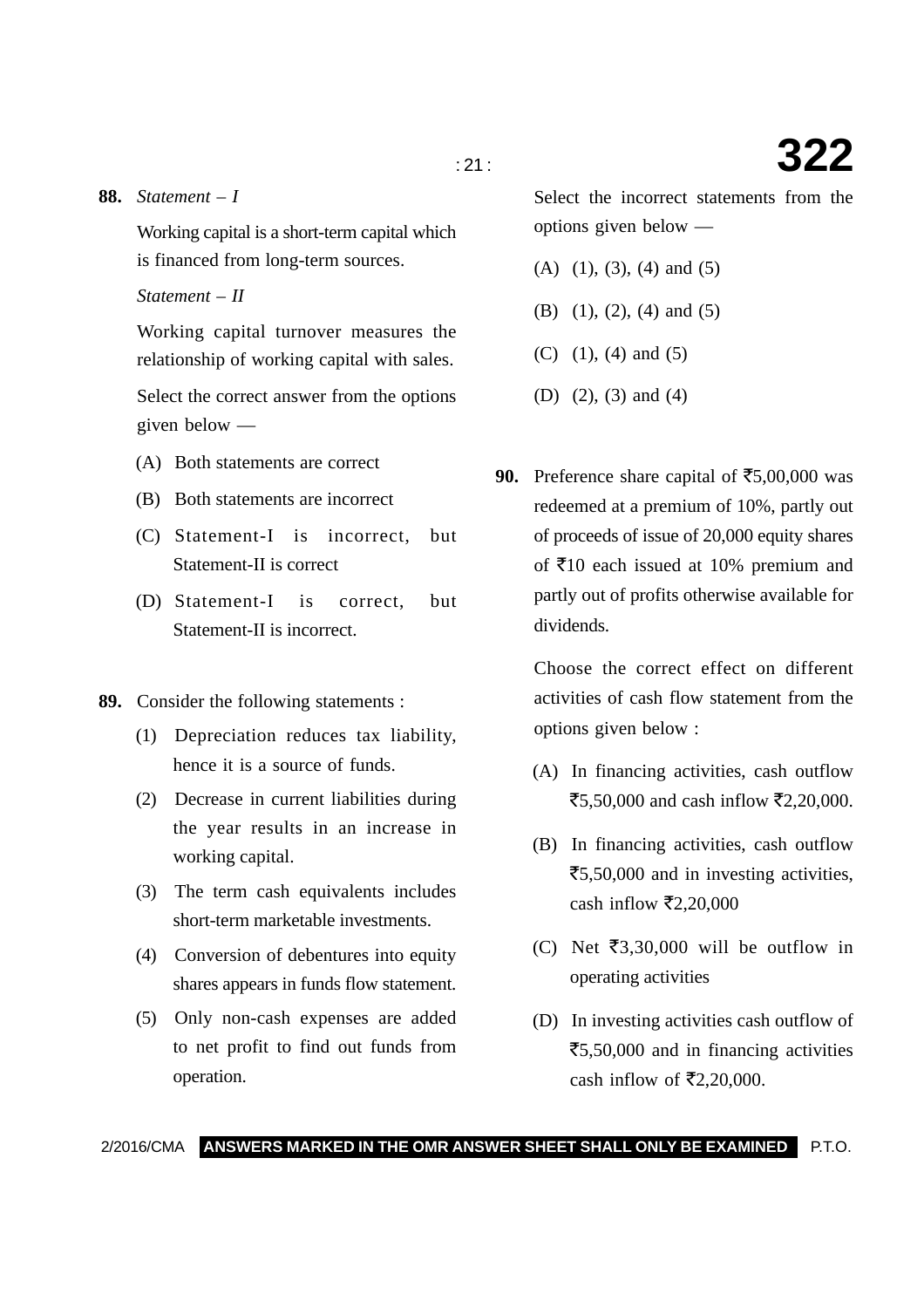**88.** *Statement – I*

Working capital is a short-term capital which is financed from long-term sources.

*Statement – II*

Working capital turnover measures the relationship of working capital with sales.

Select the correct answer from the options given below —

(A) Both statements are correct

(B) Both statements are incorrect

(C) Statement-I is incorrect, but Statement-II is correct

(D) Statement-I is correct, but Statement-II is incorrect.

**89.** Consider the following statements :

(1) Depreciation reduces tax liability, hence it is a source of funds.

(2) Decrease in current liabilities during the year results in an increase in working capital.

(3) The term cash equivalents includes short-term marketable investments.

(4) Conversion of debentures into equity shares appears in funds flow statement.

(5) Only non-cash expenses are added to net profit to find out funds from operation.

Select the incorrect statements from the options given below —

(A) (1), (3), (4) and (5)

(B) (1), (2), (4) and (5)

(C) (1), (4) and (5)

(D) (2), (3) and (4)

**90.** Preference share capital of ₹5,00,000 was redeemed at a premium of 10%, partly out of proceeds of issue of 20,000 equity shares of ₹10 each issued at 10% premium and partly out of profits otherwise available for dividends.

Choose the correct effect on different activities of cash flow statement from the options given below :

(A) In financing activities, cash outflow ₹5,50,000 and cash inflow ₹2,20,000.

(B) In financing activities, cash outflow ₹5,50,000 and in investing activities, cash inflow ₹2,20,000

(C) Net ₹3,30,000 will be outflow in operating activities

(D) In investing activities cash outflow of ₹5,50,000 and in financing activities cash inflow of ₹2,20,000.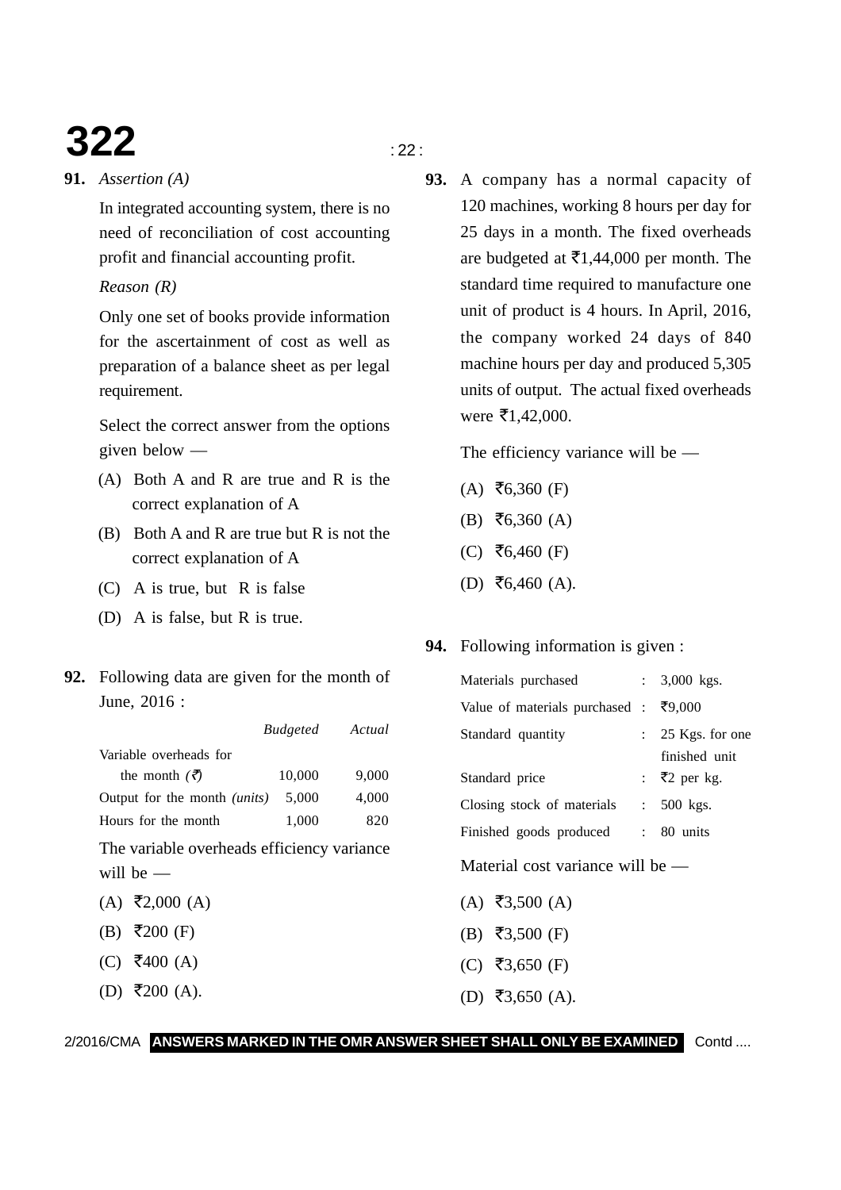**91.** *Assertion (A)*

In integrated accounting system, there is no need of reconciliation of cost accounting profit and financial accounting profit.

*Reason (R)*

Only one set of books provide information for the ascertainment of cost as well as preparation of a balance sheet as per legal requirement.

Select the correct answer from the options given below —

(A) Both A and R are true and R is the correct explanation of A

(B) Both A and R are true but R is not the correct explanation of A

(C) A is true, but R is false

(D) A is false, but R is true.

**92.** Following data are given for the month of June, 2016 :

| | *Budgeted* | *Actual* |
|---|---|---|
| Variable overheads for the month *(₹)* | 10,000 | 9,000 |
| Output for the month *(units)* | 5,000 | 4,000 |
| Hours for the month | 1,000 | 820 |

The variable overheads efficiency variance will be —

(A) ₹2,000 (A)

(B) ₹200 (F)

(C) ₹400 (A)

(D) ₹200 (A).

**93.** A company has a normal capacity of 120 machines, working 8 hours per day for 25 days in a month. The fixed overheads are budgeted at ₹1,44,000 per month. The standard time required to manufacture one unit of product is 4 hours. In April, 2016, the company worked 24 days of 840 machine hours per day and produced 5,305 units of output. The actual fixed overheads were ₹1,42,000.

The efficiency variance will be —

(A) ₹6,360 (F)

(B) ₹6,360 (A)

(C) ₹6,460 (F)

(D) ₹6,460 (A).

**94.** Following information is given :

| | | |
|---|---|---|
| Materials purchased | : | 3,000 kgs. |
| Value of materials purchased | : | ₹9,000 |
| Standard quantity | : | 25 Kgs. for one finished unit |
| Standard price | : | ₹2 per kg. |
| Closing stock of materials | : | 500 kgs. |
| Finished goods produced | : | 80 units |

Material cost variance will be —

(A) ₹3,500 (A)

(B) ₹3,500 (F)

(C) ₹3,650 (F)

(D) ₹3,650 (A).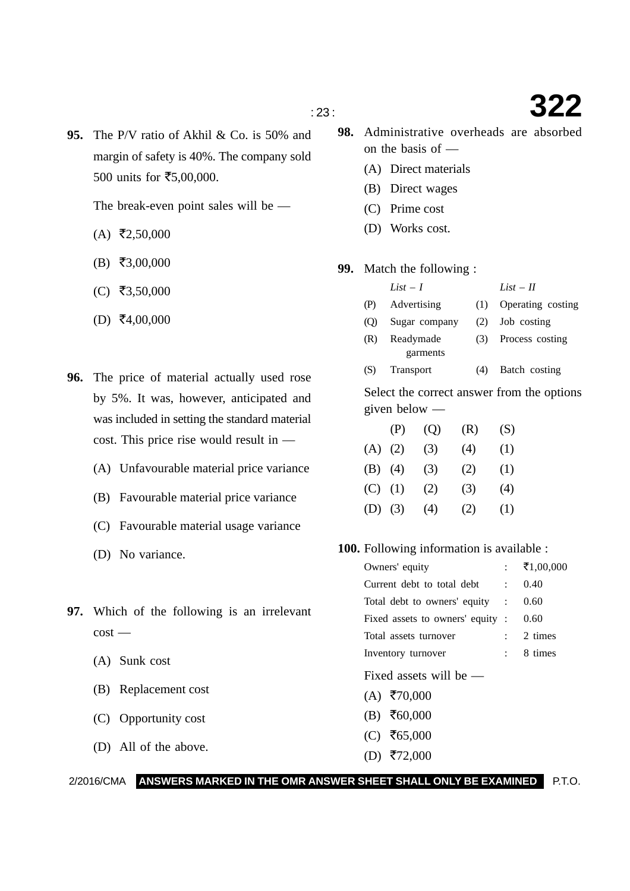**95.** The P/V ratio of Akhil & Co. is 50% and margin of safety is 40%. The company sold 500 units for ₹5,00,000.

The break-even point sales will be —

(A) ₹2,50,000

(B) ₹3,00,000

(C) ₹3,50,000

(D) ₹4,00,000

**96.** The price of material actually used rose by 5%. It was, however, anticipated and was included in setting the standard material cost. This price rise would result in —

(A) Unfavourable material price variance

(B) Favourable material price variance

(C) Favourable material usage variance

(D) No variance.

**97.** Which of the following is an irrelevant cost —

(A) Sunk cost

(B) Replacement cost

(C) Opportunity cost

(D) All of the above.

**98.** Administrative overheads are absorbed on the basis of —

(A) Direct materials

(B) Direct wages

(C) Prime cost

(D) Works cost.

**99.** Match the following :

| | *List – I* | | *List – II* |
|---|---|---|---|
| (P) | Advertising | (1) | Operating costing |
| (Q) | Sugar company | (2) | Job costing |
| (R) | Readymade garments | (3) | Process costing |
| (S) | Transport | (4) | Batch costing |

Select the correct answer from the options given below —

| | (P) | (Q) | (R) | (S) |
|---|---|---|---|---|
| (A) | (2) | (3) | (4) | (1) |
| (B) | (4) | (3) | (2) | (1) |
| (C) | (1) | (2) | (3) | (4) |
| (D) | (3) | (4) | (2) | (1) |

**100.** Following information is available :

| | | |
|---|---|---|
| Owners' equity | : | ₹1,00,000 |
| Current debt to total debt | : | 0.40 |
| Total debt to owners' equity | : | 0.60 |
| Fixed assets to owners' equity | : | 0.60 |
| Total assets turnover | : | 2 times |
| Inventory turnover | : | 8 times |

Fixed assets will be —

(A) ₹70,000

(B) ₹60,000

(C) ₹65,000

(D) ₹72,000

ANSWERS MARKED IN THE OMR ANSWER SHEET SHALL ONLY BE EXAMINED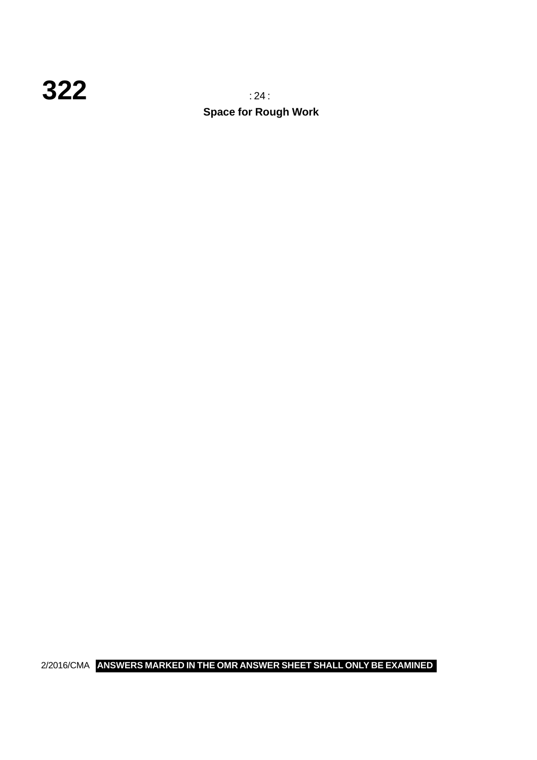**Space for Rough Work**

2/2016/CMA **ANSWERS MARKED IN THE OMR ANSWER SHEET SHALL ONLY BE EXAMINED**